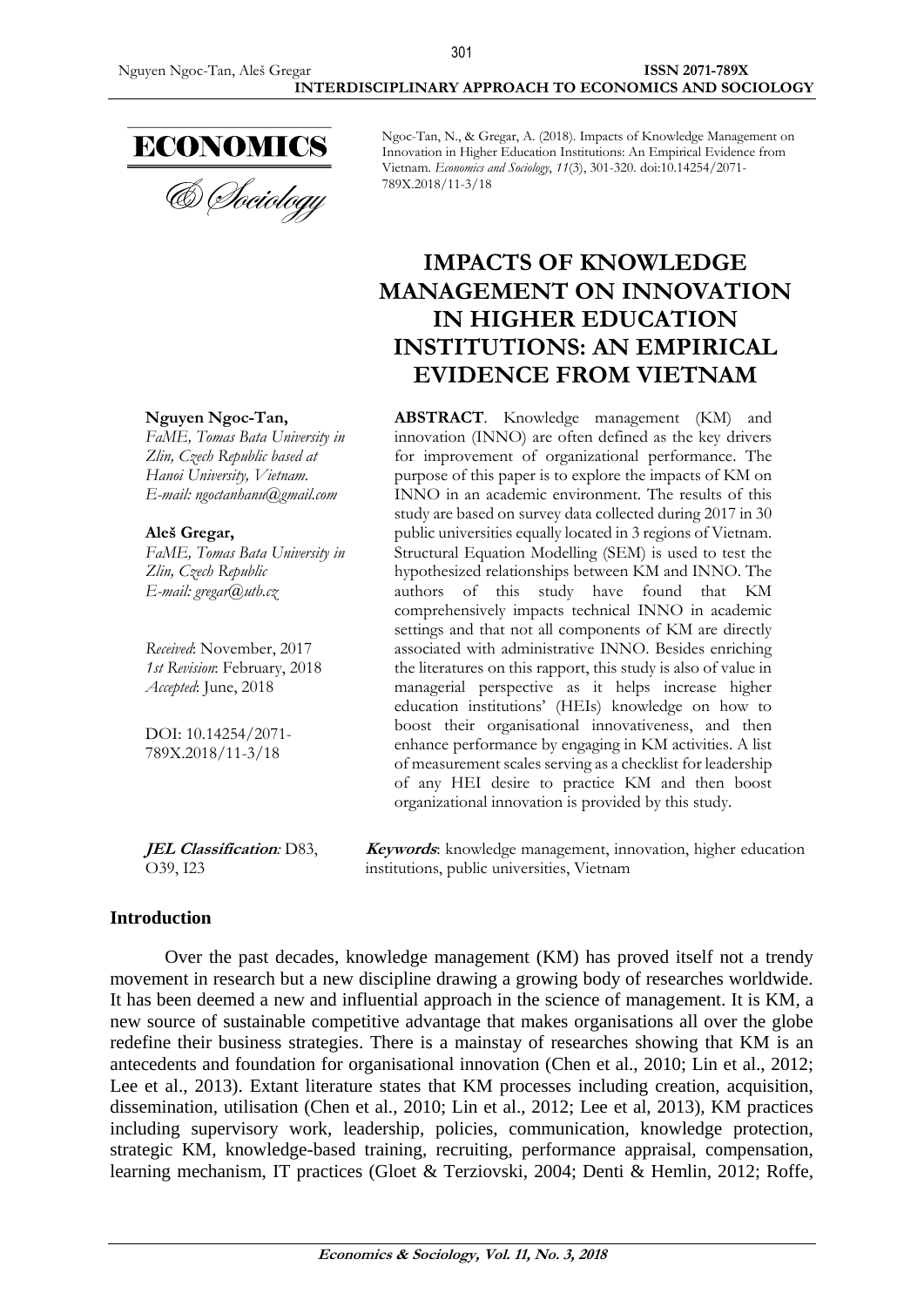Ngoc-Tan, N., & Gregar, A. (2018). Impacts of Knowledge Management on Innovation in Higher Education Institutions: An Empirical Evidence from Vietnam. *Economics and Sociology*, *11*(3), 301-320. doi:10.14254/2071-789X.2018/11-3/18

# IMPACTS OF KNOWLEDGE MANAGEMENT ON INNOVATION IN HIGHER EDUCATION INSTITUTIONS: AN EMPIRICAL EVIDENCE FROM VIETNAM

**Nguyen Ngoc-Tan,**
*FaME, Tomas Bata University in Zlin, Czech Republic based at Hanoi University, Vietnam.*
*E-mail: ngoctanhanu@gmail.com*

**Aleš Gregar,**
*FaME, Tomas Bata University in Zlin, Czech Republic*
*E-mail: gregar@utb.cz*

*Received*: November, 2017
*1st Revision*: February, 2018
*Accepted*: June, 2018

DOI: 10.14254/2071-789X.2018/11-3/18

**ABSTRACT**. Knowledge management (KM) and innovation (INNO) are often defined as the key drivers for improvement of organizational performance. The purpose of this paper is to explore the impacts of KM on INNO in an academic environment. The results of this study are based on survey data collected during 2017 in 30 public universities equally located in 3 regions of Vietnam. Structural Equation Modelling (SEM) is used to test the hypothesized relationships between KM and INNO. The authors of this study have found that KM comprehensively impacts technical INNO in academic settings and that not all components of KM are directly associated with administrative INNO. Besides enriching the literatures on this rapport, this study is also of value in managerial perspective as it helps increase higher education institutions' (HEIs) knowledge on how to boost their organisational innovativeness, and then enhance performance by engaging in KM activities. A list of measurement scales serving as a checklist for leadership of any HEI desire to practice KM and then boost organizational innovation is provided by this study.

***JEL Classification**:* D83, O39, I23

***Keywords***: knowledge management, innovation, higher education institutions, public universities, Vietnam

## Introduction

Over the past decades, knowledge management (KM) has proved itself not a trendy movement in research but a new discipline drawing a growing body of researches worldwide. It has been deemed a new and influential approach in the science of management. It is KM, a new source of sustainable competitive advantage that makes organisations all over the globe redefine their business strategies. There is a mainstay of researches showing that KM is an antecedents and foundation for organisational innovation (Chen et al., 2010; Lin et al., 2012; Lee et al., 2013). Extant literature states that KM processes including creation, acquisition, dissemination, utilisation (Chen et al., 2010; Lin et al., 2012; Lee et al, 2013), KM practices including supervisory work, leadership, policies, communication, knowledge protection, strategic KM, knowledge-based training, recruiting, performance appraisal, compensation, learning mechanism, IT practices (Gloet & Terziovski, 2004; Denti & Hemlin, 2012; Roffe,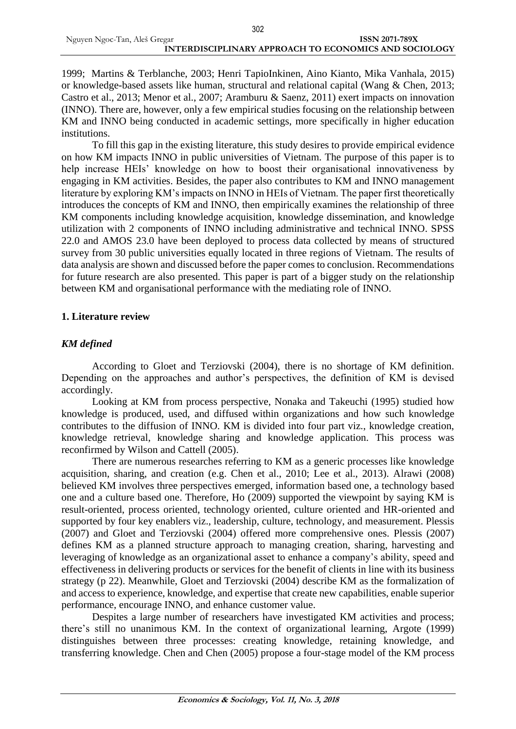1999; Martins & Terblanche, 2003; Henri TapioInkinen, Aino Kianto, Mika Vanhala, 2015) or knowledge-based assets like human, structural and relational capital (Wang & Chen, 2013; Castro et al., 2013; Menor et al., 2007; Aramburu & Saenz, 2011) exert impacts on innovation (INNO). There are, however, only a few empirical studies focusing on the relationship between KM and INNO being conducted in academic settings, more specifically in higher education institutions.

To fill this gap in the existing literature, this study desires to provide empirical evidence on how KM impacts INNO in public universities of Vietnam. The purpose of this paper is to help increase HEIs' knowledge on how to boost their organisational innovativeness by engaging in KM activities. Besides, the paper also contributes to KM and INNO management literature by exploring KM's impacts on INNO in HEIs of Vietnam. The paper first theoretically introduces the concepts of KM and INNO, then empirically examines the relationship of three KM components including knowledge acquisition, knowledge dissemination, and knowledge utilization with 2 components of INNO including administrative and technical INNO. SPSS 22.0 and AMOS 23.0 have been deployed to process data collected by means of structured survey from 30 public universities equally located in three regions of Vietnam. The results of data analysis are shown and discussed before the paper comes to conclusion. Recommendations for future research are also presented. This paper is part of a bigger study on the relationship between KM and organisational performance with the mediating role of INNO.

## 1. Literature review

### *KM defined*

According to Gloet and Terziovski (2004), there is no shortage of KM definition. Depending on the approaches and author's perspectives, the definition of KM is devised accordingly.

Looking at KM from process perspective, Nonaka and Takeuchi (1995) studied how knowledge is produced, used, and diffused within organizations and how such knowledge contributes to the diffusion of INNO. KM is divided into four part viz., knowledge creation, knowledge retrieval, knowledge sharing and knowledge application. This process was reconfirmed by Wilson and Cattell (2005).

There are numerous researches referring to KM as a generic processes like knowledge acquisition, sharing, and creation (e.g. Chen et al., 2010; Lee et al., 2013). Alrawi (2008) believed KM involves three perspectives emerged, information based one, a technology based one and a culture based one. Therefore, Ho (2009) supported the viewpoint by saying KM is result-oriented, process oriented, technology oriented, culture oriented and HR-oriented and supported by four key enablers viz., leadership, culture, technology, and measurement. Plessis (2007) and Gloet and Terziovski (2004) offered more comprehensive ones. Plessis (2007) defines KM as a planned structure approach to managing creation, sharing, harvesting and leveraging of knowledge as an organizational asset to enhance a company's ability, speed and effectiveness in delivering products or services for the benefit of clients in line with its business strategy (p 22). Meanwhile, Gloet and Terziovski (2004) describe KM as the formalization of and access to experience, knowledge, and expertise that create new capabilities, enable superior performance, encourage INNO, and enhance customer value.

Despites a large number of researchers have investigated KM activities and process; there's still no unanimous KM. In the context of organizational learning, Argote (1999) distinguishes between three processes: creating knowledge, retaining knowledge, and transferring knowledge. Chen and Chen (2005) propose a four-stage model of the KM process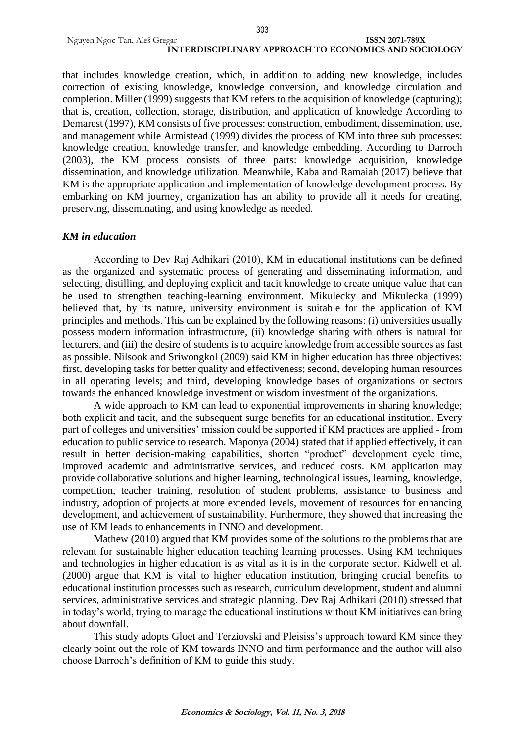that includes knowledge creation, which, in addition to adding new knowledge, includes correction of existing knowledge, knowledge conversion, and knowledge circulation and completion. Miller (1999) suggests that KM refers to the acquisition of knowledge (capturing); that is, creation, collection, storage, distribution, and application of knowledge According to Demarest (1997), KM consists of five processes: construction, embodiment, dissemination, use, and management while Armistead (1999) divides the process of KM into three sub processes: knowledge creation, knowledge transfer, and knowledge embedding. According to Darroch (2003), the KM process consists of three parts: knowledge acquisition, knowledge dissemination, and knowledge utilization. Meanwhile, Kaba and Ramaiah (2017) believe that KM is the appropriate application and implementation of knowledge development process. By embarking on KM journey, organization has an ability to provide all it needs for creating, preserving, disseminating, and using knowledge as needed.

### *KM in education*

According to Dev Raj Adhikari (2010), KM in educational institutions can be defined as the organized and systematic process of generating and disseminating information, and selecting, distilling, and deploying explicit and tacit knowledge to create unique value that can be used to strengthen teaching-learning environment. Mikulecky and Mikulecka (1999) believed that, by its nature, university environment is suitable for the application of KM principles and methods. This can be explained by the following reasons: (i) universities usually possess modern information infrastructure, (ii) knowledge sharing with others is natural for lecturers, and (iii) the desire of students is to acquire knowledge from accessible sources as fast as possible. Nilsook and Sriwongkol (2009) said KM in higher education has three objectives: first, developing tasks for better quality and effectiveness; second, developing human resources in all operating levels; and third, developing knowledge bases of organizations or sectors towards the enhanced knowledge investment or wisdom investment of the organizations.

A wide approach to KM can lead to exponential improvements in sharing knowledge; both explicit and tacit, and the subsequent surge benefits for an educational institution. Every part of colleges and universities' mission could be supported if KM practices are applied - from education to public service to research. Maponya (2004) stated that if applied effectively, it can result in better decision-making capabilities, shorten "product" development cycle time, improved academic and administrative services, and reduced costs. KM application may provide collaborative solutions and higher learning, technological issues, learning, knowledge, competition, teacher training, resolution of student problems, assistance to business and industry, adoption of projects at more extended levels, movement of resources for enhancing development, and achievement of sustainability. Furthermore, they showed that increasing the use of KM leads to enhancements in INNO and development.

Mathew (2010) argued that KM provides some of the solutions to the problems that are relevant for sustainable higher education teaching learning processes. Using KM techniques and technologies in higher education is as vital as it is in the corporate sector. Kidwell et al. (2000) argue that KM is vital to higher education institution, bringing crucial benefits to educational institution processes such as research, curriculum development, student and alumni services, administrative services and strategic planning. Dev Raj Adhikari (2010) stressed that in today's world, trying to manage the educational institutions without KM initiatives can bring about downfall.

This study adopts Gloet and Terziovski and Pleisiss's approach toward KM since they clearly point out the role of KM towards INNO and firm performance and the author will also choose Darroch's definition of KM to guide this study.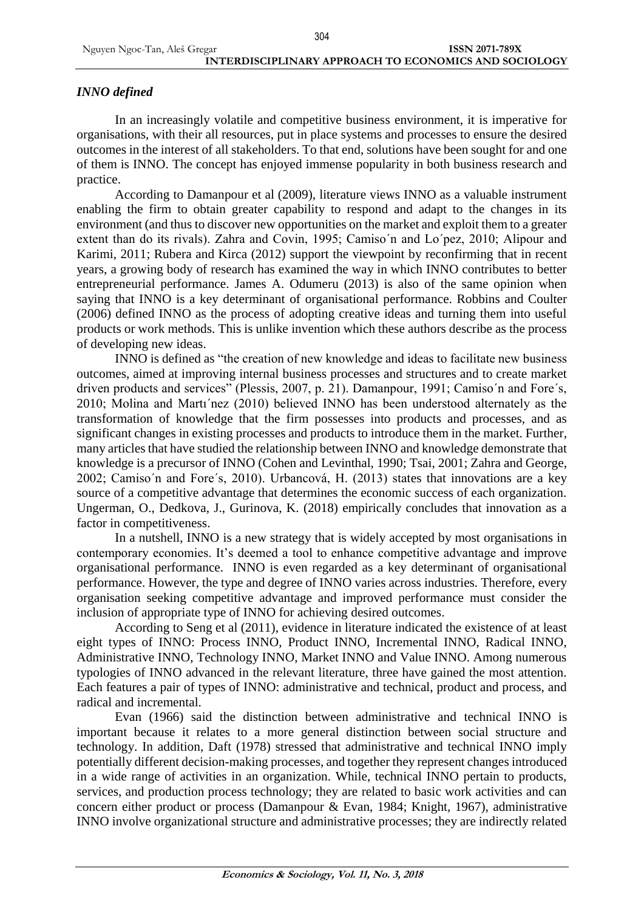### *INNO defined*

In an increasingly volatile and competitive business environment, it is imperative for organisations, with their all resources, put in place systems and processes to ensure the desired outcomes in the interest of all stakeholders. To that end, solutions have been sought for and one of them is INNO. The concept has enjoyed immense popularity in both business research and practice.

According to Damanpour et al (2009), literature views INNO as a valuable instrument enabling the firm to obtain greater capability to respond and adapt to the changes in its environment (and thus to discover new opportunities on the market and exploit them to a greater extent than do its rivals). Zahra and Covin, 1995; Camiso´n and Lo´pez, 2010; Alipour and Karimi, 2011; Rubera and Kirca (2012) support the viewpoint by reconfirming that in recent years, a growing body of research has examined the way in which INNO contributes to better entrepreneurial performance. James A. Odumeru (2013) is also of the same opinion when saying that INNO is a key determinant of organisational performance. Robbins and Coulter (2006) defined INNO as the process of adopting creative ideas and turning them into useful products or work methods. This is unlike invention which these authors describe as the process of developing new ideas.

INNO is defined as "the creation of new knowledge and ideas to facilitate new business outcomes, aimed at improving internal business processes and structures and to create market driven products and services" (Plessis, 2007, p. 21). Damanpour, 1991; Camiso´n and Fore´s, 2010; Molina and Martı´nez (2010) believed INNO has been understood alternately as the transformation of knowledge that the firm possesses into products and processes, and as significant changes in existing processes and products to introduce them in the market. Further, many articles that have studied the relationship between INNO and knowledge demonstrate that knowledge is a precursor of INNO (Cohen and Levinthal, 1990; Tsai, 2001; Zahra and George, 2002; Camiso´n and Fore´s, 2010). Urbancová, H. (2013) states that innovations are a key source of a competitive advantage that determines the economic success of each organization. Ungerman, O., Dedkova, J., Gurinova, K. (2018) empirically concludes that innovation as a factor in competitiveness.

In a nutshell, INNO is a new strategy that is widely accepted by most organisations in contemporary economies. It's deemed a tool to enhance competitive advantage and improve organisational performance. INNO is even regarded as a key determinant of organisational performance. However, the type and degree of INNO varies across industries. Therefore, every organisation seeking competitive advantage and improved performance must consider the inclusion of appropriate type of INNO for achieving desired outcomes.

According to Seng et al (2011), evidence in literature indicated the existence of at least eight types of INNO: Process INNO, Product INNO, Incremental INNO, Radical INNO, Administrative INNO, Technology INNO, Market INNO and Value INNO. Among numerous typologies of INNO advanced in the relevant literature, three have gained the most attention. Each features a pair of types of INNO: administrative and technical, product and process, and radical and incremental.

Evan (1966) said the distinction between administrative and technical INNO is important because it relates to a more general distinction between social structure and technology. In addition, Daft (1978) stressed that administrative and technical INNO imply potentially different decision-making processes, and together they represent changes introduced in a wide range of activities in an organization. While, technical INNO pertain to products, services, and production process technology; they are related to basic work activities and can concern either product or process (Damanpour & Evan, 1984; Knight, 1967), administrative INNO involve organizational structure and administrative processes; they are indirectly related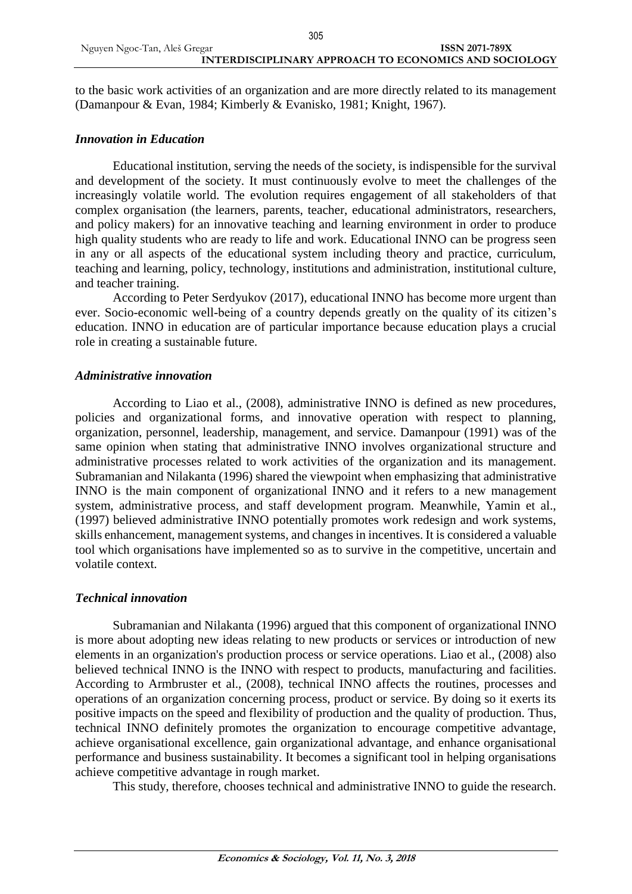to the basic work activities of an organization and are more directly related to its management (Damanpour & Evan, 1984; Kimberly & Evanisko, 1981; Knight, 1967).

### *Innovation in Education*

Educational institution, serving the needs of the society, is indispensible for the survival and development of the society. It must continuously evolve to meet the challenges of the increasingly volatile world. The evolution requires engagement of all stakeholders of that complex organisation (the learners, parents, teacher, educational administrators, researchers, and policy makers) for an innovative teaching and learning environment in order to produce high quality students who are ready to life and work. Educational INNO can be progress seen in any or all aspects of the educational system including theory and practice, curriculum, teaching and learning, policy, technology, institutions and administration, institutional culture, and teacher training.

According to Peter Serdyukov (2017), educational INNO has become more urgent than ever. Socio-economic well-being of a country depends greatly on the quality of its citizen's education. INNO in education are of particular importance because education plays a crucial role in creating a sustainable future.

### *Administrative innovation*

According to Liao et al., (2008), administrative INNO is defined as new procedures, policies and organizational forms, and innovative operation with respect to planning, organization, personnel, leadership, management, and service. Damanpour (1991) was of the same opinion when stating that administrative INNO involves organizational structure and administrative processes related to work activities of the organization and its management. Subramanian and Nilakanta (1996) shared the viewpoint when emphasizing that administrative INNO is the main component of organizational INNO and it refers to a new management system, administrative process, and staff development program. Meanwhile, Yamin et al., (1997) believed administrative INNO potentially promotes work redesign and work systems, skills enhancement, management systems, and changes in incentives. It is considered a valuable tool which organisations have implemented so as to survive in the competitive, uncertain and volatile context.

### *Technical innovation*

Subramanian and Nilakanta (1996) argued that this component of organizational INNO is more about adopting new ideas relating to new products or services or introduction of new elements in an organization's production process or service operations. Liao et al., (2008) also believed technical INNO is the INNO with respect to products, manufacturing and facilities. According to Armbruster et al., (2008), technical INNO affects the routines, processes and operations of an organization concerning process, product or service. By doing so it exerts its positive impacts on the speed and flexibility of production and the quality of production. Thus, technical INNO definitely promotes the organization to encourage competitive advantage, achieve organisational excellence, gain organizational advantage, and enhance organisational performance and business sustainability. It becomes a significant tool in helping organisations achieve competitive advantage in rough market.

This study, therefore, chooses technical and administrative INNO to guide the research.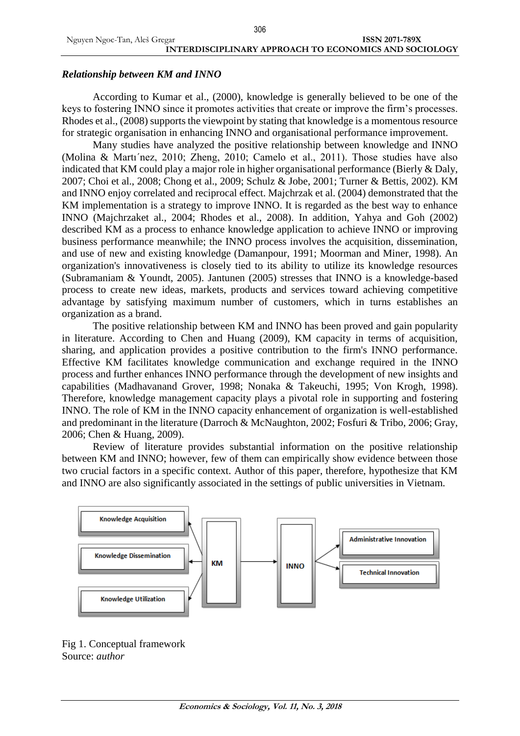### *Relationship between KM and INNO*

According to Kumar et al., (2000), knowledge is generally believed to be one of the keys to fostering INNO since it promotes activities that create or improve the firm's processes. Rhodes et al., (2008) supports the viewpoint by stating that knowledge is a momentous resource for strategic organisation in enhancing INNO and organisational performance improvement.

Many studies have analyzed the positive relationship between knowledge and INNO (Molina & Martı´nez, 2010; Zheng, 2010; Camelo et al., 2011). Those studies have also indicated that KM could play a major role in higher organisational performance (Bierly & Daly, 2007; Choi et al., 2008; Chong et al., 2009; Schulz & Jobe, 2001; Turner & Bettis, 2002). KM and INNO enjoy correlated and reciprocal effect. Majchrzak et al. (2004) demonstrated that the KM implementation is a strategy to improve INNO. It is regarded as the best way to enhance INNO (Majchrzaket al., 2004; Rhodes et al., 2008). In addition, Yahya and Goh (2002) described KM as a process to enhance knowledge application to achieve INNO or improving business performance meanwhile; the INNO process involves the acquisition, dissemination, and use of new and existing knowledge (Damanpour, 1991; Moorman and Miner, 1998). An organization's innovativeness is closely tied to its ability to utilize its knowledge resources (Subramaniam & Youndt, 2005). Jantunen (2005) stresses that INNO is a knowledge-based process to create new ideas, markets, products and services toward achieving competitive advantage by satisfying maximum number of customers, which in turns establishes an organization as a brand.

The positive relationship between KM and INNO has been proved and gain popularity in literature. According to Chen and Huang (2009), KM capacity in terms of acquisition, sharing, and application provides a positive contribution to the firm's INNO performance. Effective KM facilitates knowledge communication and exchange required in the INNO process and further enhances INNO performance through the development of new insights and capabilities (Madhavanand Grover, 1998; Nonaka & Takeuchi, 1995; Von Krogh, 1998). Therefore, knowledge management capacity plays a pivotal role in supporting and fostering INNO. The role of KM in the INNO capacity enhancement of organization is well-established and predominant in the literature (Darroch & McNaughton, 2002; Fosfuri & Tribo, 2006; Gray, 2006; Chen & Huang, 2009).

Review of literature provides substantial information on the positive relationship between KM and INNO; however, few of them can empirically show evidence between those two crucial factors in a specific context. Author of this paper, therefore, hypothesize that KM and INNO are also significantly associated in the settings of public universities in Vietnam.

Knowledge Acquisition | Knowledge Dissemination | Knowledge Utilization ← KM → INNO → Administrative Innovation | Technical Innovation

Fig 1. Conceptual framework
Source: *author*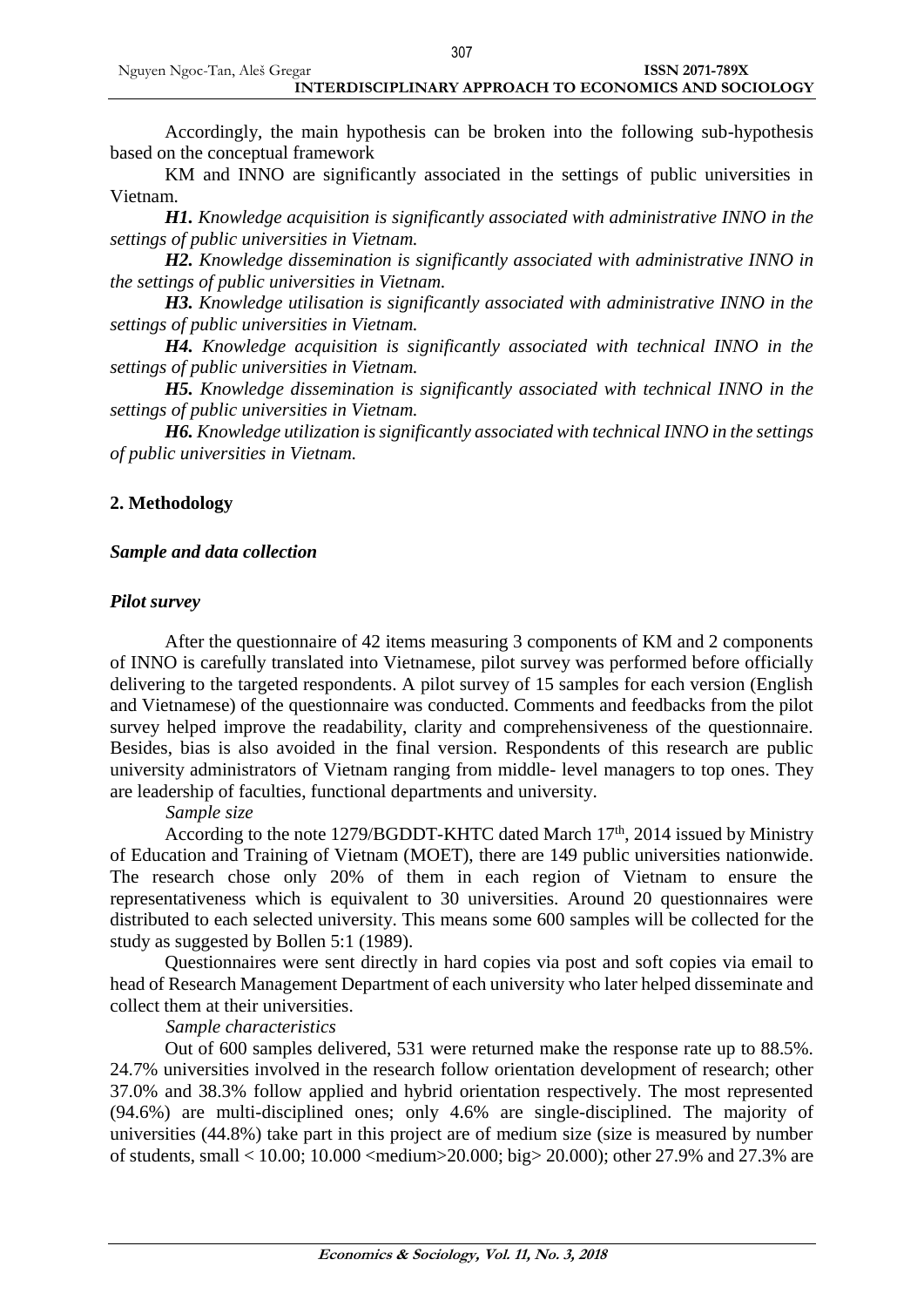Accordingly, the main hypothesis can be broken into the following sub-hypothesis based on the conceptual framework

KM and INNO are significantly associated in the settings of public universities in Vietnam.

***H1.*** *Knowledge acquisition is significantly associated with administrative INNO in the settings of public universities in Vietnam.*

***H2.*** *Knowledge dissemination is significantly associated with administrative INNO in the settings of public universities in Vietnam.*

***H3.*** *Knowledge utilisation is significantly associated with administrative INNO in the settings of public universities in Vietnam.*

***H4.*** *Knowledge acquisition is significantly associated with technical INNO in the settings of public universities in Vietnam.*

***H5.*** *Knowledge dissemination is significantly associated with technical INNO in the settings of public universities in Vietnam.*

***H6.*** *Knowledge utilization is significantly associated with technical INNO in the settings of public universities in Vietnam.*

## 2. Methodology

### *Sample and data collection*

### *Pilot survey*

After the questionnaire of 42 items measuring 3 components of KM and 2 components of INNO is carefully translated into Vietnamese, pilot survey was performed before officially delivering to the targeted respondents. A pilot survey of 15 samples for each version (English and Vietnamese) of the questionnaire was conducted. Comments and feedbacks from the pilot survey helped improve the readability, clarity and comprehensiveness of the questionnaire. Besides, bias is also avoided in the final version. Respondents of this research are public university administrators of Vietnam ranging from middle- level managers to top ones. They are leadership of faculties, functional departments and university.

*Sample size*

According to the note 1279/BGDDT-KHTC dated March 17th, 2014 issued by Ministry of Education and Training of Vietnam (MOET), there are 149 public universities nationwide. The research chose only 20% of them in each region of Vietnam to ensure the representativeness which is equivalent to 30 universities. Around 20 questionnaires were distributed to each selected university. This means some 600 samples will be collected for the study as suggested by Bollen 5:1 (1989).

Questionnaires were sent directly in hard copies via post and soft copies via email to head of Research Management Department of each university who later helped disseminate and collect them at their universities.

*Sample characteristics*

Out of 600 samples delivered, 531 were returned make the response rate up to 88.5%. 24.7% universities involved in the research follow orientation development of research; other 37.0% and 38.3% follow applied and hybrid orientation respectively. The most represented (94.6%) are multi-disciplined ones; only 4.6% are single-disciplined. The majority of universities (44.8%) take part in this project are of medium size (size is measured by number of students, small < 10.00; 10.000 <medium>20.000; big> 20.000); other 27.9% and 27.3% are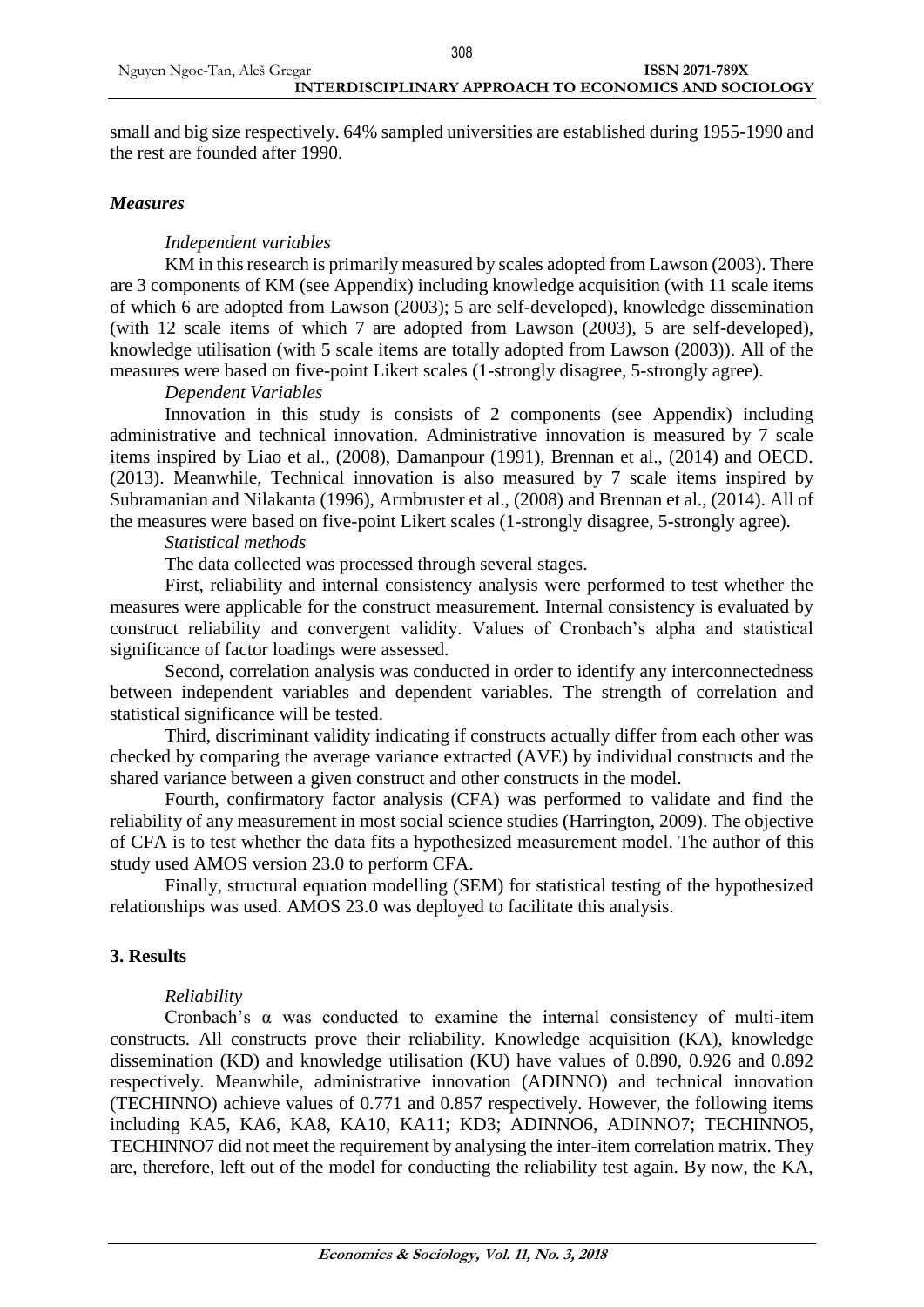small and big size respectively. 64% sampled universities are established during 1955-1990 and the rest are founded after 1990.

### *Measures*

*Independent variables*

KM in this research is primarily measured by scales adopted from Lawson (2003). There are 3 components of KM (see Appendix) including knowledge acquisition (with 11 scale items of which 6 are adopted from Lawson (2003); 5 are self-developed), knowledge dissemination (with 12 scale items of which 7 are adopted from Lawson (2003), 5 are self-developed), knowledge utilisation (with 5 scale items are totally adopted from Lawson (2003)). All of the measures were based on five-point Likert scales (1-strongly disagree, 5-strongly agree).

*Dependent Variables*

Innovation in this study is consists of 2 components (see Appendix) including administrative and technical innovation. Administrative innovation is measured by 7 scale items inspired by Liao et al., (2008), Damanpour (1991), Brennan et al., (2014) and OECD. (2013). Meanwhile, Technical innovation is also measured by 7 scale items inspired by Subramanian and Nilakanta (1996), Armbruster et al., (2008) and Brennan et al., (2014). All of the measures were based on five-point Likert scales (1-strongly disagree, 5-strongly agree).

*Statistical methods*

The data collected was processed through several stages.

First, reliability and internal consistency analysis were performed to test whether the measures were applicable for the construct measurement. Internal consistency is evaluated by construct reliability and convergent validity. Values of Cronbach's alpha and statistical significance of factor loadings were assessed.

Second, correlation analysis was conducted in order to identify any interconnectedness between independent variables and dependent variables. The strength of correlation and statistical significance will be tested.

Third, discriminant validity indicating if constructs actually differ from each other was checked by comparing the average variance extracted (AVE) by individual constructs and the shared variance between a given construct and other constructs in the model.

Fourth, confirmatory factor analysis (CFA) was performed to validate and find the reliability of any measurement in most social science studies (Harrington, 2009). The objective of CFA is to test whether the data fits a hypothesized measurement model. The author of this study used AMOS version 23.0 to perform CFA.

Finally, structural equation modelling (SEM) for statistical testing of the hypothesized relationships was used. AMOS 23.0 was deployed to facilitate this analysis.

## 3. Results

*Reliability*

Cronbach's $\alpha$ was conducted to examine the internal consistency of multi-item constructs. All constructs prove their reliability. Knowledge acquisition (KA), knowledge dissemination (KD) and knowledge utilisation (KU) have values of 0.890, 0.926 and 0.892 respectively. Meanwhile, administrative innovation (ADINNO) and technical innovation (TECHINNO) achieve values of 0.771 and 0.857 respectively. However, the following items including KA5, KA6, KA8, KA10, KA11; KD3; ADINNO6, ADINNO7; TECHINNO5, TECHINNO7 did not meet the requirement by analysing the inter-item correlation matrix. They are, therefore, left out of the model for conducting the reliability test again. By now, the KA,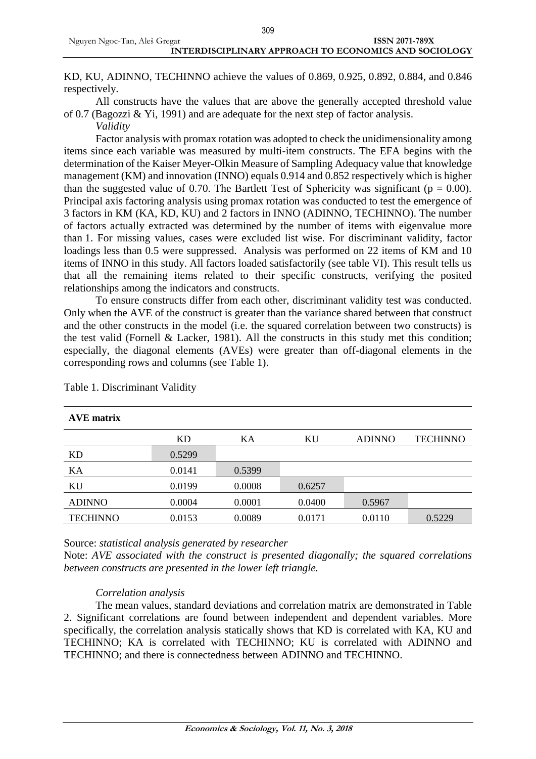KD, KU, ADINNO, TECHINNO achieve the values of 0.869, 0.925, 0.892, 0.884, and 0.846 respectively.

All constructs have the values that are above the generally accepted threshold value of 0.7 (Bagozzi & Yi, 1991) and are adequate for the next step of factor analysis.

*Validity*

Factor analysis with promax rotation was adopted to check the unidimensionality among items since each variable was measured by multi-item constructs. The EFA begins with the determination of the Kaiser Meyer-Olkin Measure of Sampling Adequacy value that knowledge management (KM) and innovation (INNO) equals 0.914 and 0.852 respectively which is higher than the suggested value of 0.70. The Bartlett Test of Sphericity was significant ($p = 0.00$). Principal axis factoring analysis using promax rotation was conducted to test the emergence of 3 factors in KM (KA, KD, KU) and 2 factors in INNO (ADINNO, TECHINNO). The number of factors actually extracted was determined by the number of items with eigenvalue more than 1. For missing values, cases were excluded list wise. For discriminant validity, factor loadings less than 0.5 were suppressed. Analysis was performed on 22 items of KM and 10 items of INNO in this study. All factors loaded satisfactorily (see table VI). This result tells us that all the remaining items related to their specific constructs, verifying the posited relationships among the indicators and constructs.

To ensure constructs differ from each other, discriminant validity test was conducted. Only when the AVE of the construct is greater than the variance shared between that construct and the other constructs in the model (i.e. the squared correlation between two constructs) is the test valid (Fornell & Lacker, 1981). All the constructs in this study met this condition; especially, the diagonal elements (AVEs) were greater than off-diagonal elements in the corresponding rows and columns (see Table 1).

Table 1. Discriminant Validity

| **AVE matrix** | | | | | |
|---|---|---|---|---|---|
| | KD | KA | KU | ADINNO | TECHINNO |
| KD | 0.5299 | | | | |
| KA | 0.0141 | 0.5399 | | | |
| KU | 0.0199 | 0.0008 | 0.6257 | | |
| ADINNO | 0.0004 | 0.0001 | 0.0400 | 0.5967 | |
| TECHINNO | 0.0153 | 0.0089 | 0.0171 | 0.0110 | 0.5229 |

Source: *statistical analysis generated by researcher*

Note: *AVE associated with the construct is presented diagonally; the squared correlations between constructs are presented in the lower left triangle.*

*Correlation analysis*

The mean values, standard deviations and correlation matrix are demonstrated in Table 2. Significant correlations are found between independent and dependent variables. More specifically, the correlation analysis statically shows that KD is correlated with KA, KU and TECHINNO; KA is correlated with TECHINNO; KU is correlated with ADINNO and TECHINNO; and there is connectedness between ADINNO and TECHINNO.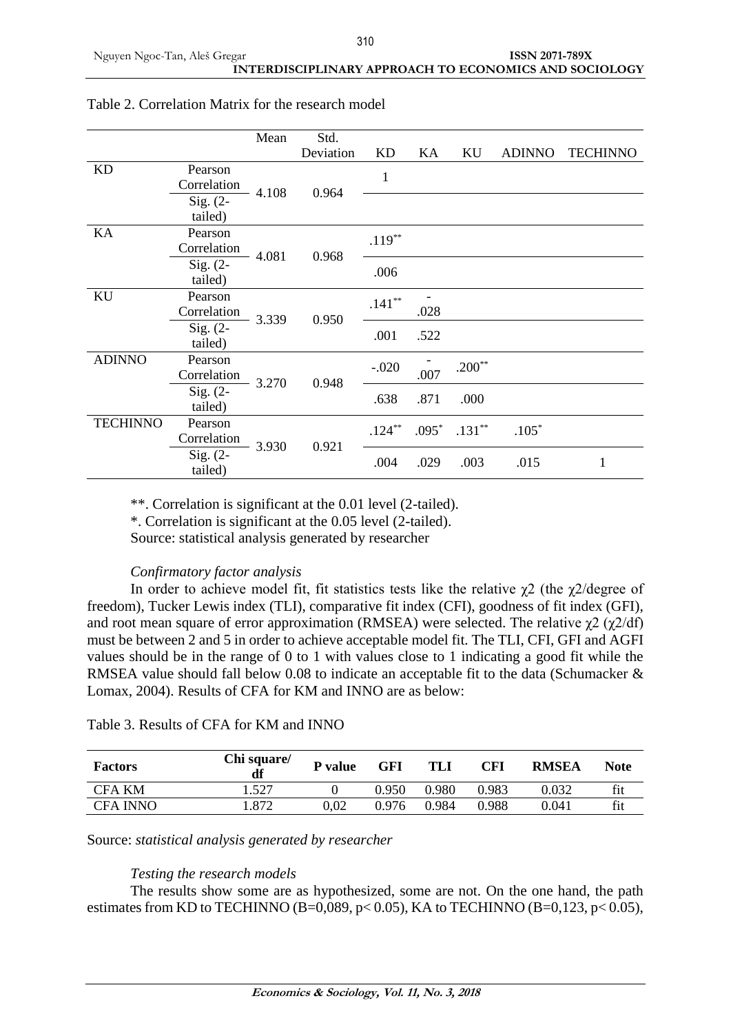Table 2. Correlation Matrix for the research model

| | | Mean | Std. Deviation | KD | KA | KU | ADINNO | TECHINNO |
|---|---|---|---|---|---|---|---|---|
| KD | Pearson Correlation | 4.108 | 0.964 | 1 | | | | |
| | Sig. (2-tailed) | | | | | | | |
| KA | Pearson Correlation | 4.081 | 0.968 | .119** | | | | |
| | Sig. (2-tailed) | | | .006 | | | | |
| KU | Pearson Correlation | 3.339 | 0.950 | .141** | -.028 | | | |
| | Sig. (2-tailed) | | | .001 | .522 | | | |
| ADINNO | Pearson Correlation | 3.270 | 0.948 | -.020 | -.007 | .200** | | |
| | Sig. (2-tailed) | | | .638 | .871 | .000 | | |
| TECHINNO | Pearson Correlation | 3.930 | 0.921 | .124** | .095* | .131** | .105* | |
| | Sig. (2-tailed) | | | .004 | .029 | .003 | .015 | 1 |

**. Correlation is significant at the 0.01 level (2-tailed).

*. Correlation is significant at the 0.05 level (2-tailed).

Source: statistical analysis generated by researcher

*Confirmatory factor analysis*

In order to achieve model fit, fit statistics tests like the relative $\chi 2$ (the $\chi 2$/degree of freedom), Tucker Lewis index (TLI), comparative fit index (CFI), goodness of fit index (GFI), and root mean square of error approximation (RMSEA) were selected. The relative $\chi 2$ ($\chi 2$/df) must be between 2 and 5 in order to achieve acceptable model fit. The TLI, CFI, GFI and AGFI values should be in the range of 0 to 1 with values close to 1 indicating a good fit while the RMSEA value should fall below 0.08 to indicate an acceptable fit to the data (Schumacker & Lomax, 2004). Results of CFA for KM and INNO are as below:

Table 3. Results of CFA for KM and INNO

| **Factors** | **Chi square/ df** | **P value** | **GFI** | **TLI** | **CFI** | **RMSEA** | **Note** |
|---|---|---|---|---|---|---|---|
| CFA KM | 1.527 | 0 | 0.950 | 0.980 | 0.983 | 0.032 | fit |
| CFA INNO | 1.872 | 0,02 | 0.976 | 0.984 | 0.988 | 0.041 | fit |

Source: *statistical analysis generated by researcher*

*Testing the research models*

The results show some are as hypothesized, some are not. On the one hand, the path estimates from KD to TECHINNO (B=0,089, $p< 0.05$), KA to TECHINNO (B=0,123, $p< 0.05$),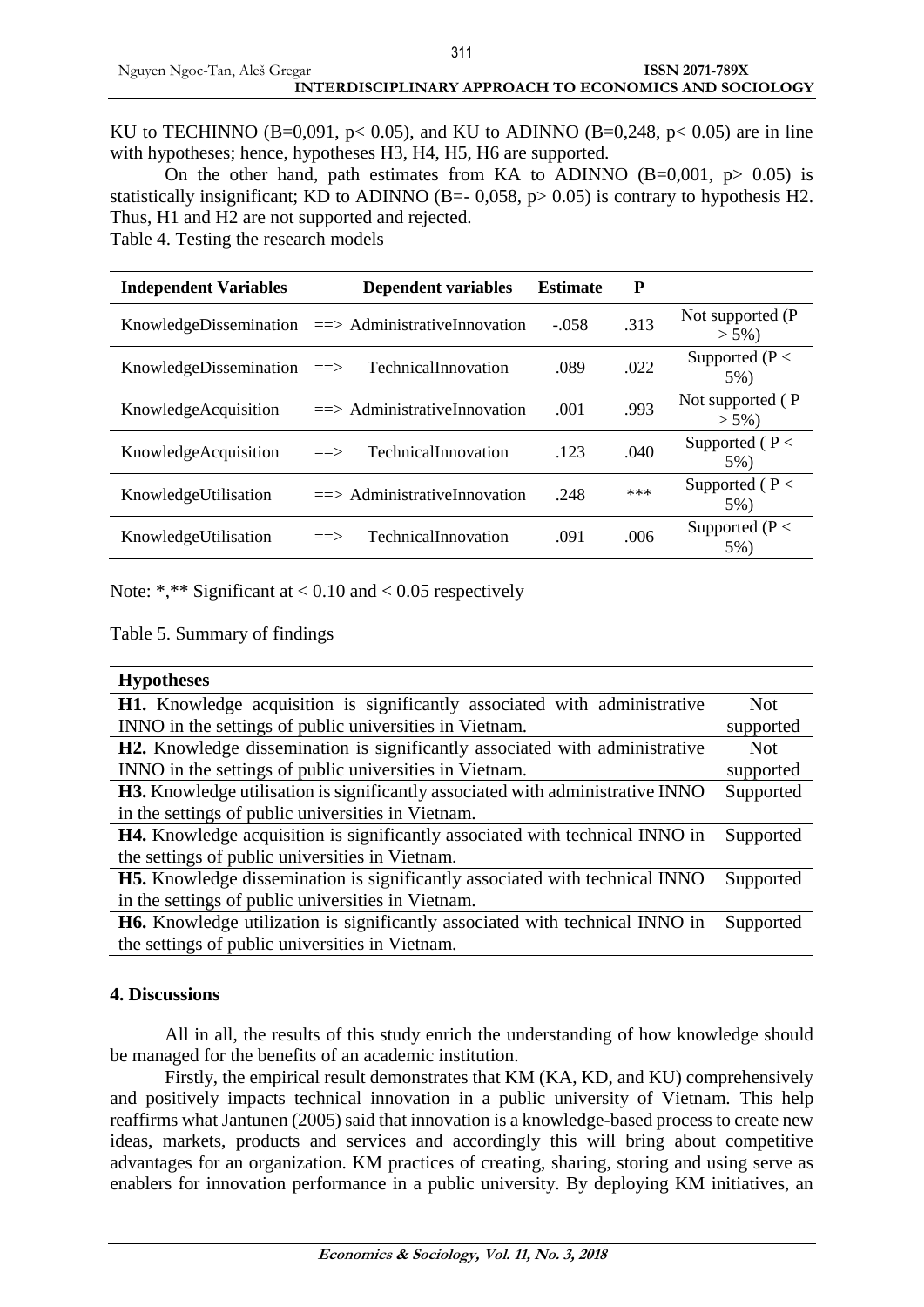KU to TECHINNO (B=0,091, $p < 0.05$), and KU to ADINNO (B=0,248, $p < 0.05$) are in line with hypotheses; hence, hypotheses H3, H4, H5, H6 are supported.

On the other hand, path estimates from KA to ADINNO (B=0,001, $p > 0.05$) is statistically insignificant; KD to ADINNO (B=- 0,058, $p > 0.05$) is contrary to hypothesis H2. Thus, H1 and H2 are not supported and rejected.

Table 4. Testing the research models

| Independent Variables | | Dependent variables | Estimate | P | |
|---|---|---|---|---|---|
| KnowledgeDissemination | ==> | AdministrativeInnovation | -.058 | .313 | Not supported (P > 5%) |
| KnowledgeDissemination | ==> | TechnicalInnovation | .089 | .022 | Supported (P < 5%) |
| KnowledgeAcquisition | ==> | AdministrativeInnovation | .001 | .993 | Not supported ( P > 5%) |
| KnowledgeAcquisition | ==> | TechnicalInnovation | .123 | .040 | Supported ( P < 5%) |
| KnowledgeUtilisation | ==> | AdministrativeInnovation | .248 | *** | Supported ( P < 5%) |
| KnowledgeUtilisation | ==> | TechnicalInnovation | .091 | .006 | Supported (P < 5%) |

Note: *,** Significant at < 0.10 and < 0.05 respectively

Table 5. Summary of findings

| Hypotheses | |
|---|---|
| **H1.** Knowledge acquisition is significantly associated with administrative INNO in the settings of public universities in Vietnam. | Not supported |
| **H2.** Knowledge dissemination is significantly associated with administrative INNO in the settings of public universities in Vietnam. | Not supported |
| **H3.** Knowledge utilisation is significantly associated with administrative INNO in the settings of public universities in Vietnam. | Supported |
| **H4.** Knowledge acquisition is significantly associated with technical INNO in the settings of public universities in Vietnam. | Supported |
| **H5.** Knowledge dissemination is significantly associated with technical INNO in the settings of public universities in Vietnam. | Supported |
| **H6.** Knowledge utilization is significantly associated with technical INNO in the settings of public universities in Vietnam. | Supported |

## 4. Discussions

All in all, the results of this study enrich the understanding of how knowledge should be managed for the benefits of an academic institution.

Firstly, the empirical result demonstrates that KM (KA, KD, and KU) comprehensively and positively impacts technical innovation in a public university of Vietnam. This help reaffirms what Jantunen (2005) said that innovation is a knowledge-based process to create new ideas, markets, products and services and accordingly this will bring about competitive advantages for an organization. KM practices of creating, sharing, storing and using serve as enablers for innovation performance in a public university. By deploying KM initiatives, an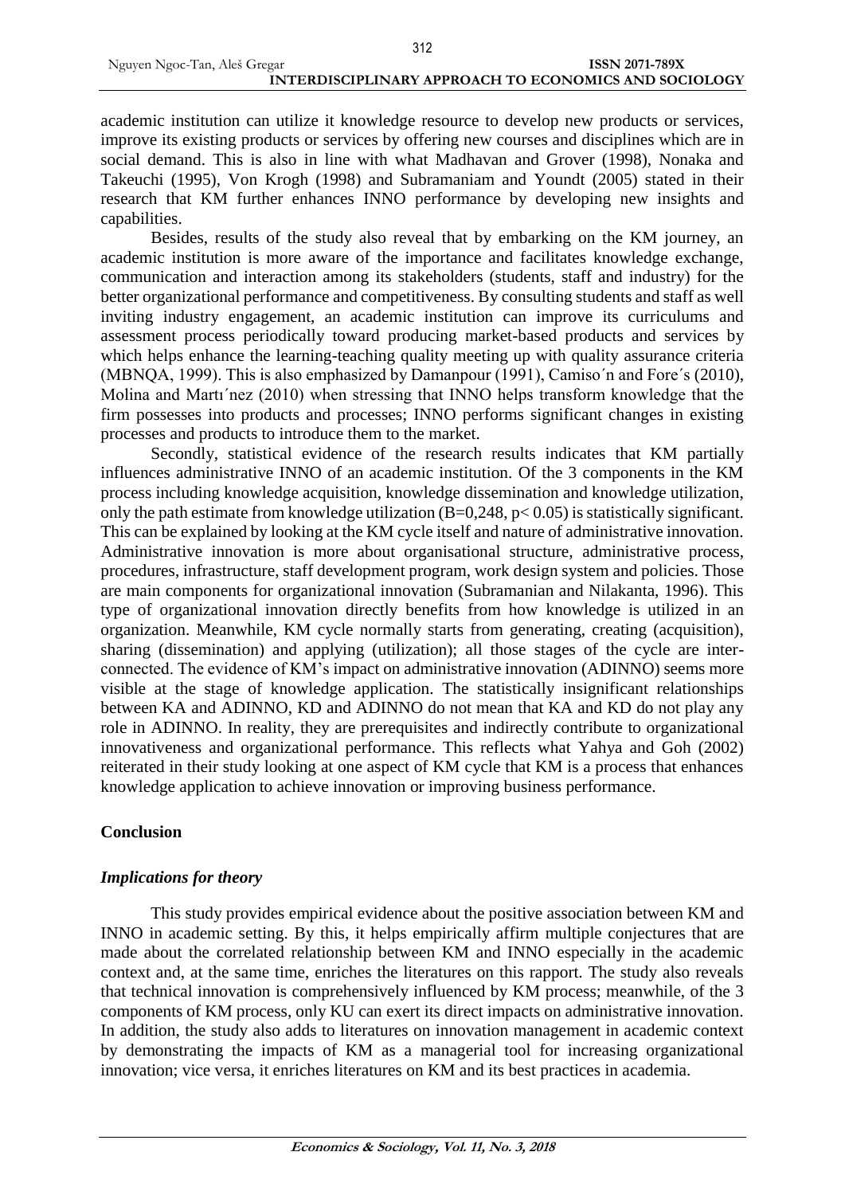academic institution can utilize it knowledge resource to develop new products or services, improve its existing products or services by offering new courses and disciplines which are in social demand. This is also in line with what Madhavan and Grover (1998), Nonaka and Takeuchi (1995), Von Krogh (1998) and Subramaniam and Youndt (2005) stated in their research that KM further enhances INNO performance by developing new insights and capabilities.

Besides, results of the study also reveal that by embarking on the KM journey, an academic institution is more aware of the importance and facilitates knowledge exchange, communication and interaction among its stakeholders (students, staff and industry) for the better organizational performance and competitiveness. By consulting students and staff as well inviting industry engagement, an academic institution can improve its curriculums and assessment process periodically toward producing market-based products and services by which helps enhance the learning-teaching quality meeting up with quality assurance criteria (MBNQA, 1999). This is also emphasized by Damanpour (1991), Camiso´n and Fore´s (2010), Molina and Martı´nez (2010) when stressing that INNO helps transform knowledge that the firm possesses into products and processes; INNO performs significant changes in existing processes and products to introduce them to the market.

Secondly, statistical evidence of the research results indicates that KM partially influences administrative INNO of an academic institution. Of the 3 components in the KM process including knowledge acquisition, knowledge dissemination and knowledge utilization, only the path estimate from knowledge utilization ($B=0{,}248$, $p< 0.05$) is statistically significant. This can be explained by looking at the KM cycle itself and nature of administrative innovation. Administrative innovation is more about organisational structure, administrative process, procedures, infrastructure, staff development program, work design system and policies. Those are main components for organizational innovation (Subramanian and Nilakanta, 1996). This type of organizational innovation directly benefits from how knowledge is utilized in an organization. Meanwhile, KM cycle normally starts from generating, creating (acquisition), sharing (dissemination) and applying (utilization); all those stages of the cycle are inter-connected. The evidence of KM's impact on administrative innovation (ADINNO) seems more visible at the stage of knowledge application. The statistically insignificant relationships between KA and ADINNO, KD and ADINNO do not mean that KA and KD do not play any role in ADINNO. In reality, they are prerequisites and indirectly contribute to organizational innovativeness and organizational performance. This reflects what Yahya and Goh (2002) reiterated in their study looking at one aspect of KM cycle that KM is a process that enhances knowledge application to achieve innovation or improving business performance.

## Conclusion

### *Implications for theory*

This study provides empirical evidence about the positive association between KM and INNO in academic setting. By this, it helps empirically affirm multiple conjectures that are made about the correlated relationship between KM and INNO especially in the academic context and, at the same time, enriches the literatures on this rapport. The study also reveals that technical innovation is comprehensively influenced by KM process; meanwhile, of the 3 components of KM process, only KU can exert its direct impacts on administrative innovation. In addition, the study also adds to literatures on innovation management in academic context by demonstrating the impacts of KM as a managerial tool for increasing organizational innovation; vice versa, it enriches literatures on KM and its best practices in academia.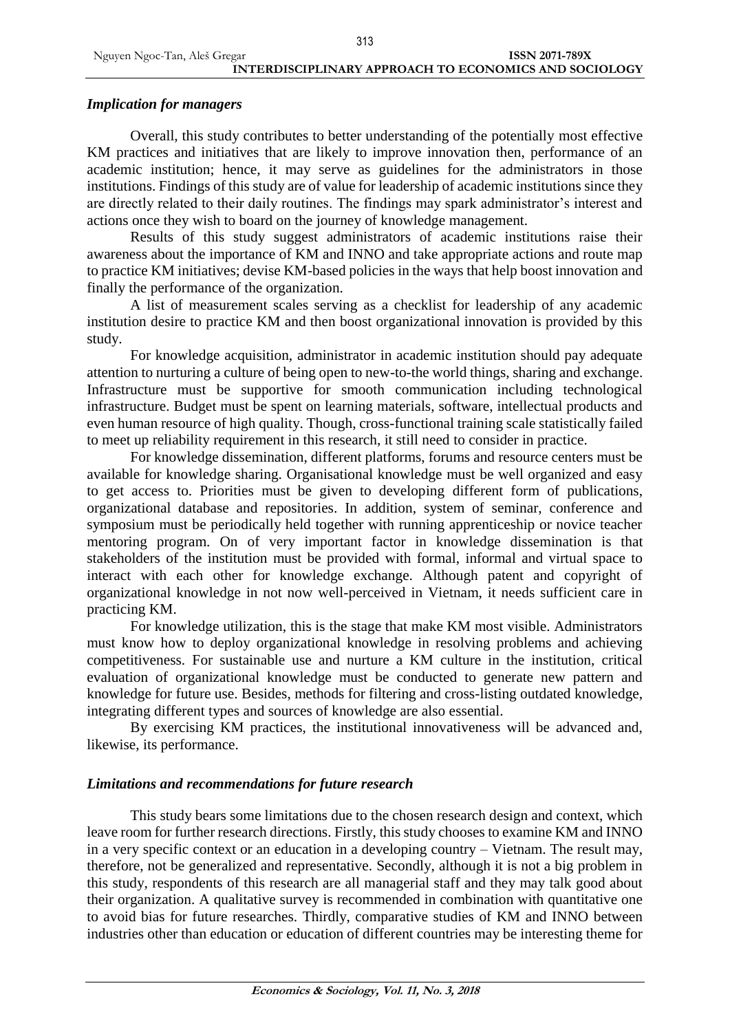### *Implication for managers*

Overall, this study contributes to better understanding of the potentially most effective KM practices and initiatives that are likely to improve innovation then, performance of an academic institution; hence, it may serve as guidelines for the administrators in those institutions. Findings of this study are of value for leadership of academic institutions since they are directly related to their daily routines. The findings may spark administrator's interest and actions once they wish to board on the journey of knowledge management.

Results of this study suggest administrators of academic institutions raise their awareness about the importance of KM and INNO and take appropriate actions and route map to practice KM initiatives; devise KM-based policies in the ways that help boost innovation and finally the performance of the organization.

A list of measurement scales serving as a checklist for leadership of any academic institution desire to practice KM and then boost organizational innovation is provided by this study.

For knowledge acquisition, administrator in academic institution should pay adequate attention to nurturing a culture of being open to new-to-the world things, sharing and exchange. Infrastructure must be supportive for smooth communication including technological infrastructure. Budget must be spent on learning materials, software, intellectual products and even human resource of high quality. Though, cross-functional training scale statistically failed to meet up reliability requirement in this research, it still need to consider in practice.

For knowledge dissemination, different platforms, forums and resource centers must be available for knowledge sharing. Organisational knowledge must be well organized and easy to get access to. Priorities must be given to developing different form of publications, organizational database and repositories. In addition, system of seminar, conference and symposium must be periodically held together with running apprenticeship or novice teacher mentoring program. On of very important factor in knowledge dissemination is that stakeholders of the institution must be provided with formal, informal and virtual space to interact with each other for knowledge exchange. Although patent and copyright of organizational knowledge in not now well-perceived in Vietnam, it needs sufficient care in practicing KM.

For knowledge utilization, this is the stage that make KM most visible. Administrators must know how to deploy organizational knowledge in resolving problems and achieving competitiveness. For sustainable use and nurture a KM culture in the institution, critical evaluation of organizational knowledge must be conducted to generate new pattern and knowledge for future use. Besides, methods for filtering and cross-listing outdated knowledge, integrating different types and sources of knowledge are also essential.

By exercising KM practices, the institutional innovativeness will be advanced and, likewise, its performance.

### *Limitations and recommendations for future research*

This study bears some limitations due to the chosen research design and context, which leave room for further research directions. Firstly, this study chooses to examine KM and INNO in a very specific context or an education in a developing country – Vietnam. The result may, therefore, not be generalized and representative. Secondly, although it is not a big problem in this study, respondents of this research are all managerial staff and they may talk good about their organization. A qualitative survey is recommended in combination with quantitative one to avoid bias for future researches. Thirdly, comparative studies of KM and INNO between industries other than education or education of different countries may be interesting theme for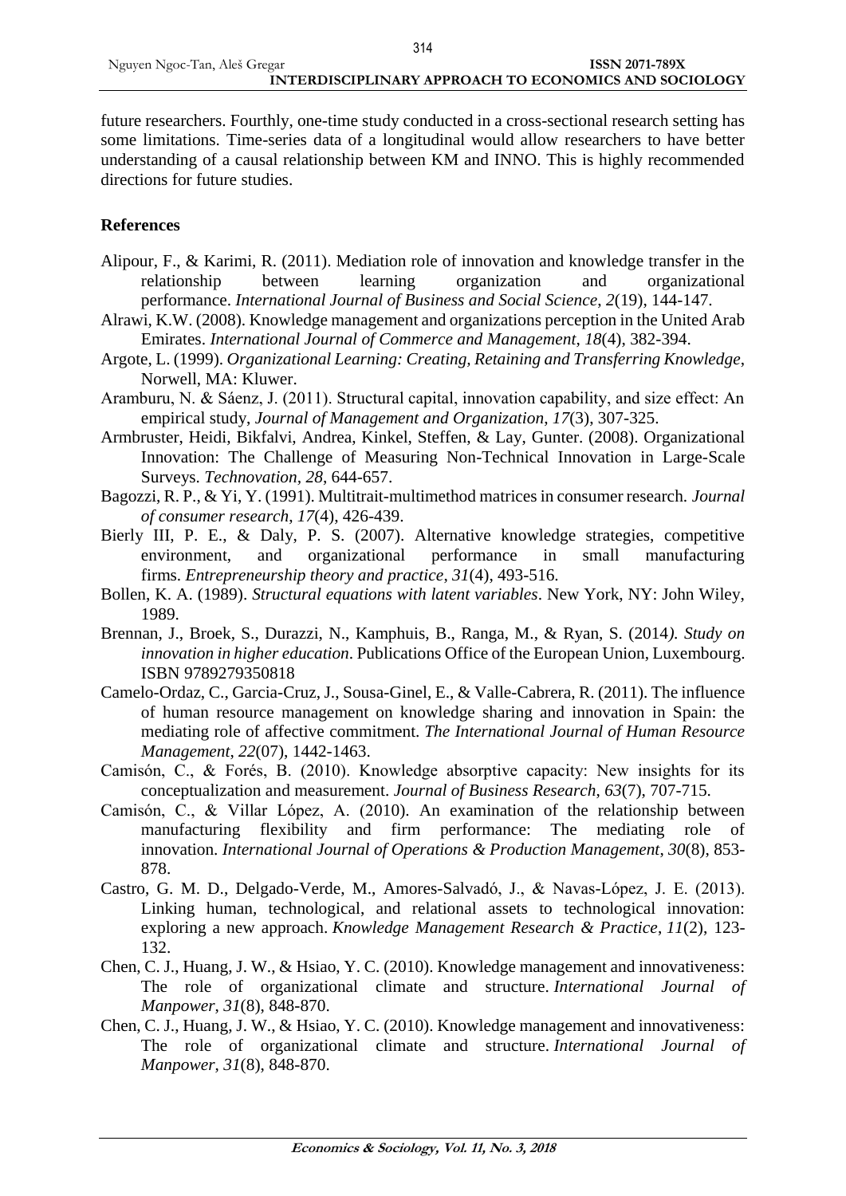future researchers. Fourthly, one-time study conducted in a cross-sectional research setting has some limitations. Time-series data of a longitudinal would allow researchers to have better understanding of a causal relationship between KM and INNO. This is highly recommended directions for future studies.

## References

Alipour, F., & Karimi, R. (2011). Mediation role of innovation and knowledge transfer in the relationship between learning organization and organizational performance. *International Journal of Business and Social Science, 2*(19), 144-147.

Alrawi, K.W. (2008). Knowledge management and organizations perception in the United Arab Emirates. *International Journal of Commerce and Management*, *18*(4), 382-394.

Argote, L. (1999). *Organizational Learning: Creating, Retaining and Transferring Knowledge*, Norwell, MA: Kluwer.

Aramburu, N. & Sáenz, J. (2011). Structural capital, innovation capability, and size effect: An empirical study, *Journal of Management and Organization*, *17*(3), 307-325.

Armbruster, Heidi, Bikfalvi, Andrea, Kinkel, Steffen, & Lay, Gunter. (2008). Organizational Innovation: The Challenge of Measuring Non-Technical Innovation in Large-Scale Surveys. *Technovation*, *28*, 644-657.

Bagozzi, R. P., & Yi, Y. (1991). Multitrait-multimethod matrices in consumer research. *Journal of consumer research*, *17*(4), 426-439.

Bierly III, P. E., & Daly, P. S. (2007). Alternative knowledge strategies, competitive environment, and organizational performance in small manufacturing firms. *Entrepreneurship theory and practice*, *31*(4), 493-516.

Bollen, K. A. (1989). *Structural equations with latent variables*. New York, NY: John Wiley, 1989.

Brennan, J., Broek, S., Durazzi, N., Kamphuis, B., Ranga, M., & Ryan, S. (2014*). Study on innovation in higher education*. Publications Office of the European Union, Luxembourg. ISBN 9789279350818

Camelo-Ordaz, C., Garcia-Cruz, J., Sousa-Ginel, E., & Valle-Cabrera, R. (2011). The influence of human resource management on knowledge sharing and innovation in Spain: the mediating role of affective commitment. *The International Journal of Human Resource Management*, *22*(07), 1442-1463.

Camisón, C., & Forés, B. (2010). Knowledge absorptive capacity: New insights for its conceptualization and measurement. *Journal of Business Research*, *63*(7), 707-715.

Camisón, C., & Villar López, A. (2010). An examination of the relationship between manufacturing flexibility and firm performance: The mediating role of innovation. *International Journal of Operations & Production Management*, *30*(8), 853-878.

Castro, G. M. D., Delgado-Verde, M., Amores-Salvadó, J., & Navas-López, J. E. (2013). Linking human, technological, and relational assets to technological innovation: exploring a new approach. *Knowledge Management Research & Practice*, *11*(2), 123-132.

Chen, C. J., Huang, J. W., & Hsiao, Y. C. (2010). Knowledge management and innovativeness: The role of organizational climate and structure. *International Journal of Manpower*, *31*(8), 848-870.

Chen, C. J., Huang, J. W., & Hsiao, Y. C. (2010). Knowledge management and innovativeness: The role of organizational climate and structure. *International Journal of Manpower*, *31*(8), 848-870.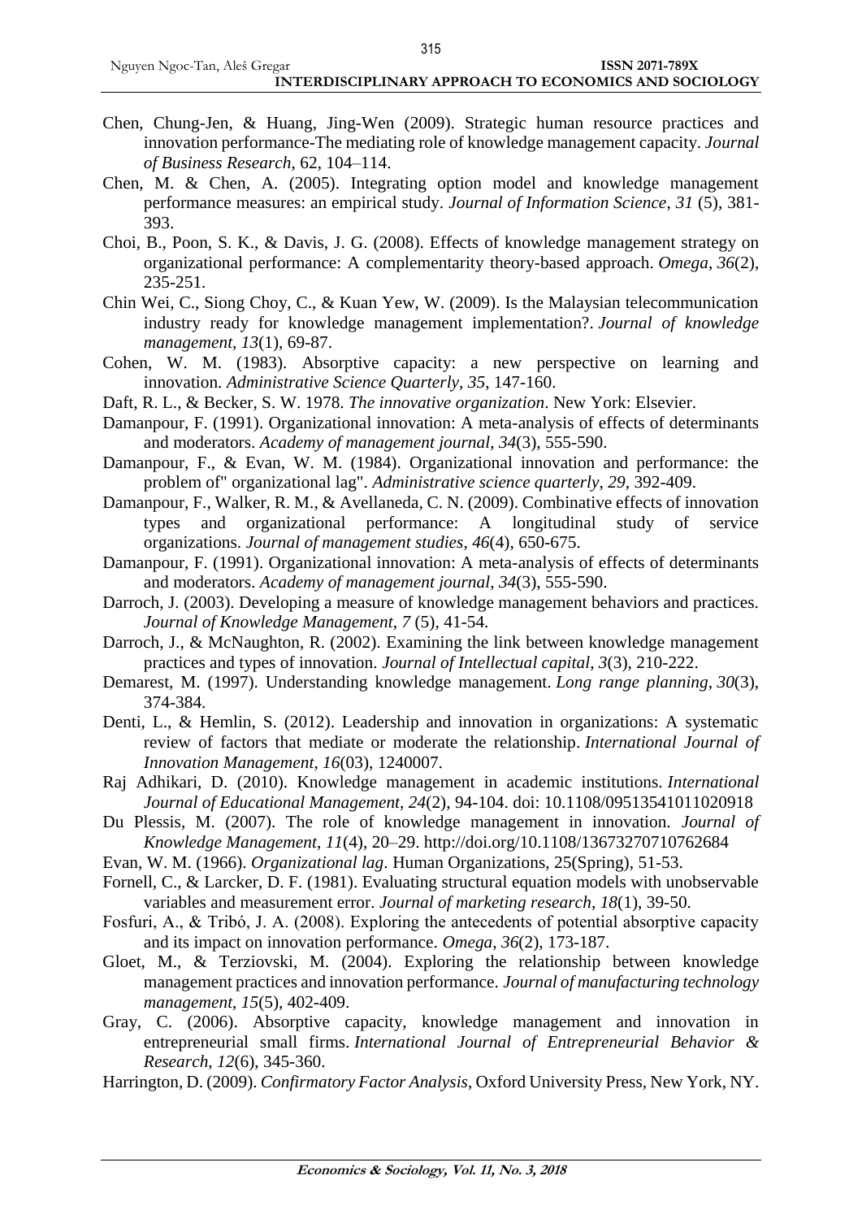Chen, Chung-Jen, & Huang, Jing-Wen (2009). Strategic human resource practices and innovation performance-The mediating role of knowledge management capacity. *Journal of Business Research*, 62, 104–114.

Chen, M. & Chen, A. (2005). Integrating option model and knowledge management performance measures: an empirical study. *Journal of Information Science*, *31* (5), 381-393.

Choi, B., Poon, S. K., & Davis, J. G. (2008). Effects of knowledge management strategy on organizational performance: A complementarity theory-based approach. *Omega*, *36*(2), 235-251.

Chin Wei, C., Siong Choy, C., & Kuan Yew, W. (2009). Is the Malaysian telecommunication industry ready for knowledge management implementation?. *Journal of knowledge management*, *13*(1), 69-87.

Cohen, W. M. (1983). Absorptive capacity: a new perspective on learning and innovation. *Administrative Science Quarterly*, *35*, 147-160.

Daft, R. L., & Becker, S. W. 1978. *The innovative organization*. New York: Elsevier.

Damanpour, F. (1991). Organizational innovation: A meta-analysis of effects of determinants and moderators. *Academy of management journal*, *34*(3), 555-590.

Damanpour, F., & Evan, W. M. (1984). Organizational innovation and performance: the problem of" organizational lag". *Administrative science quarterly*, *29*, 392-409.

Damanpour, F., Walker, R. M., & Avellaneda, C. N. (2009). Combinative effects of innovation types and organizational performance: A longitudinal study of service organizations. *Journal of management studies*, *46*(4), 650-675.

Damanpour, F. (1991). Organizational innovation: A meta-analysis of effects of determinants and moderators. *Academy of management journal*, *34*(3), 555-590.

Darroch, J. (2003). Developing a measure of knowledge management behaviors and practices. *Journal of Knowledge Management*, *7* (5), 41-54.

Darroch, J., & McNaughton, R. (2002). Examining the link between knowledge management practices and types of innovation. *Journal of Intellectual capital*, *3*(3), 210-222.

Demarest, M. (1997). Understanding knowledge management. *Long range planning*, *30*(3), 374-384.

Denti, L., & Hemlin, S. (2012). Leadership and innovation in organizations: A systematic review of factors that mediate or moderate the relationship. *International Journal of Innovation Management*, *16*(03), 1240007.

Raj Adhikari, D. (2010). Knowledge management in academic institutions. *International Journal of Educational Management*, *24*(2), 94-104. doi: 10.1108/09513541011020918

Du Plessis, M. (2007). The role of knowledge management in innovation. *Journal of Knowledge Management*, *11*(4), 20–29. http://doi.org/10.1108/13673270710762684

Evan, W. M. (1966). *Organizational lag*. Human Organizations, 25(Spring), 51-53.

Fornell, C., & Larcker, D. F. (1981). Evaluating structural equation models with unobservable variables and measurement error. *Journal of marketing research*, *18*(1), 39-50.

Fosfuri, A., & Tribó, J. A. (2008). Exploring the antecedents of potential absorptive capacity and its impact on innovation performance. *Omega*, *36*(2), 173-187.

Gloet, M., & Terziovski, M. (2004). Exploring the relationship between knowledge management practices and innovation performance. *Journal of manufacturing technology management*, *15*(5), 402-409.

Gray, C. (2006). Absorptive capacity, knowledge management and innovation in entrepreneurial small firms. *International Journal of Entrepreneurial Behavior & Research*, *12*(6), 345-360.

Harrington, D. (2009). *Confirmatory Factor Analysis*, Oxford University Press, New York, NY.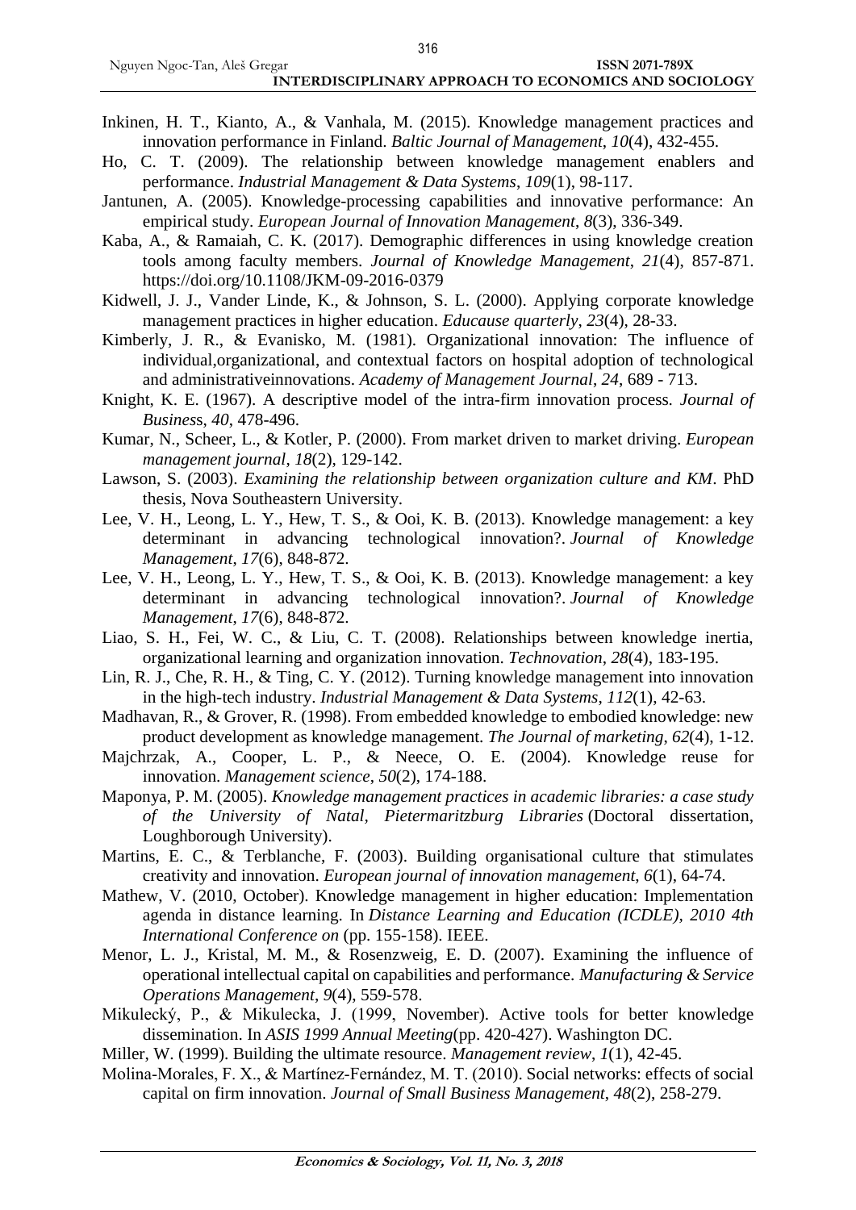Inkinen, H. T., Kianto, A., & Vanhala, M. (2015). Knowledge management practices and innovation performance in Finland. *Baltic Journal of Management*, *10*(4), 432-455.

Ho, C. T. (2009). The relationship between knowledge management enablers and performance. *Industrial Management & Data Systems*, *109*(1), 98-117.

Jantunen, A. (2005). Knowledge-processing capabilities and innovative performance: An empirical study. *European Journal of Innovation Management*, *8*(3), 336-349.

Kaba, A., & Ramaiah, C. K. (2017). Demographic differences in using knowledge creation tools among faculty members. *Journal of Knowledge Management*, *21*(4), 857-871. https://doi.org/10.1108/JKM-09-2016-0379

Kidwell, J. J., Vander Linde, K., & Johnson, S. L. (2000). Applying corporate knowledge management practices in higher education. *Educause quarterly*, *23*(4), 28-33.

Kimberly, J. R., & Evanisko, M. (1981). Organizational innovation: The influence of individual,organizational, and contextual factors on hospital adoption of technological and administrativeinnovations. *Academy of Management Journal*, *24*, 689 - 713.

Knight, K. E. (1967). A descriptive model of the intra-firm innovation process. *Journal of Business*, *40*, 478-496.

Kumar, N., Scheer, L., & Kotler, P. (2000). From market driven to market driving. *European management journal*, *18*(2), 129-142.

Lawson, S. (2003). *Examining the relationship between organization culture and KM*. PhD thesis, Nova Southeastern University.

Lee, V. H., Leong, L. Y., Hew, T. S., & Ooi, K. B. (2013). Knowledge management: a key determinant in advancing technological innovation?. *Journal of Knowledge Management*, *17*(6), 848-872.

Lee, V. H., Leong, L. Y., Hew, T. S., & Ooi, K. B. (2013). Knowledge management: a key determinant in advancing technological innovation?. *Journal of Knowledge Management*, *17*(6), 848-872.

Liao, S. H., Fei, W. C., & Liu, C. T. (2008). Relationships between knowledge inertia, organizational learning and organization innovation. *Technovation*, *28*(4), 183-195.

Lin, R. J., Che, R. H., & Ting, C. Y. (2012). Turning knowledge management into innovation in the high-tech industry. *Industrial Management & Data Systems*, *112*(1), 42-63.

Madhavan, R., & Grover, R. (1998). From embedded knowledge to embodied knowledge: new product development as knowledge management. *The Journal of marketing*, *62*(4), 1-12.

Majchrzak, A., Cooper, L. P., & Neece, O. E. (2004). Knowledge reuse for innovation. *Management science*, *50*(2), 174-188.

Maponya, P. M. (2005). *Knowledge management practices in academic libraries: a case study of the University of Natal, Pietermaritzburg Libraries* (Doctoral dissertation, Loughborough University).

Martins, E. C., & Terblanche, F. (2003). Building organisational culture that stimulates creativity and innovation. *European journal of innovation management*, *6*(1), 64-74.

Mathew, V. (2010, October). Knowledge management in higher education: Implementation agenda in distance learning. In *Distance Learning and Education (ICDLE), 2010 4th International Conference on* (pp. 155-158). IEEE.

Menor, L. J., Kristal, M. M., & Rosenzweig, E. D. (2007). Examining the influence of operational intellectual capital on capabilities and performance. *Manufacturing & Service Operations Management*, *9*(4), 559-578.

Mikulecký, P., & Mikulecka, J. (1999, November). Active tools for better knowledge dissemination. In *ASIS 1999 Annual Meeting*(pp. 420-427). Washington DC.

Miller, W. (1999). Building the ultimate resource. *Management review*, *1*(1), 42-45.

Molina-Morales, F. X., & Martínez-Fernández, M. T. (2010). Social networks: effects of social capital on firm innovation. *Journal of Small Business Management*, *48*(2), 258-279.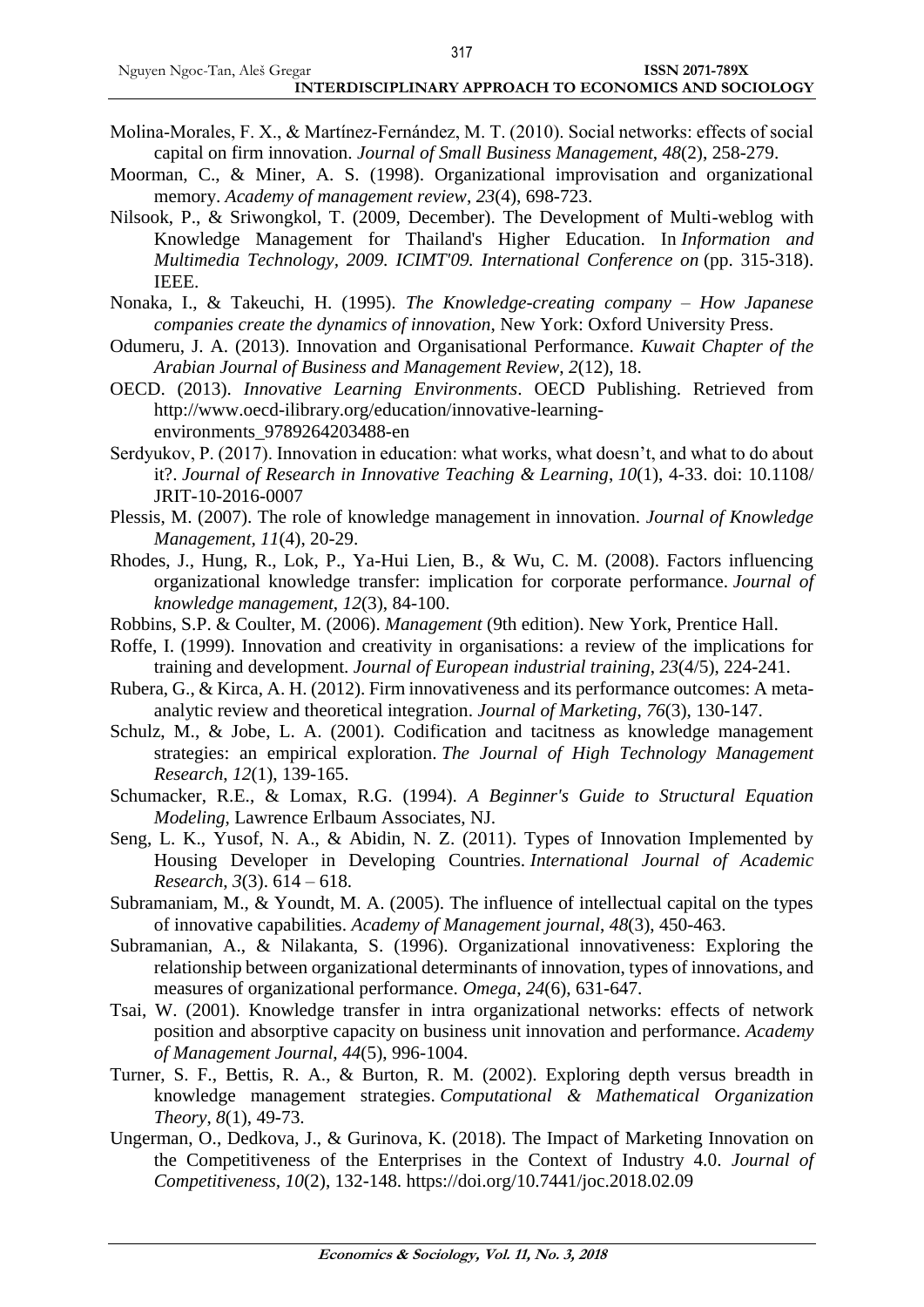Molina-Morales, F. X., & Martínez-Fernández, M. T. (2010). Social networks: effects of social capital on firm innovation. *Journal of Small Business Management*, *48*(2), 258-279.

Moorman, C., & Miner, A. S. (1998). Organizational improvisation and organizational memory. *Academy of management review*, *23*(4), 698-723.

Nilsook, P., & Sriwongkol, T. (2009, December). The Development of Multi-weblog with Knowledge Management for Thailand's Higher Education. In *Information and Multimedia Technology, 2009. ICIMT'09. International Conference on* (pp. 315-318). IEEE.

Nonaka, I., & Takeuchi, H. (1995). *The Knowledge-creating company – How Japanese companies create the dynamics of innovation*, New York: Oxford University Press.

Odumeru, J. A. (2013). Innovation and Organisational Performance. *Kuwait Chapter of the Arabian Journal of Business and Management Review*, *2*(12), 18.

OECD. (2013). *Innovative Learning Environments*. OECD Publishing. Retrieved from http://www.oecd-ilibrary.org/education/innovative-learning-environments_9789264203488-en

Serdyukov, P. (2017). Innovation in education: what works, what doesn't, and what to do about it?. *Journal of Research in Innovative Teaching & Learning*, *10*(1), 4-33. doi: 10.1108/JRIT-10-2016-0007

Plessis, M. (2007). The role of knowledge management in innovation. *Journal of Knowledge Management*, *11*(4), 20-29.

Rhodes, J., Hung, R., Lok, P., Ya-Hui Lien, B., & Wu, C. M. (2008). Factors influencing organizational knowledge transfer: implication for corporate performance. *Journal of knowledge management*, *12*(3), 84-100.

Robbins, S.P. & Coulter, M. (2006). *Management* (9th edition). New York, Prentice Hall.

Roffe, I. (1999). Innovation and creativity in organisations: a review of the implications for training and development. *Journal of European industrial training*, *23*(4/5), 224-241.

Rubera, G., & Kirca, A. H. (2012). Firm innovativeness and its performance outcomes: A meta-analytic review and theoretical integration. *Journal of Marketing*, *76*(3), 130-147.

Schulz, M., & Jobe, L. A. (2001). Codification and tacitness as knowledge management strategies: an empirical exploration. *The Journal of High Technology Management Research*, *12*(1), 139-165.

Schumacker, R.E., & Lomax, R.G. (1994). *A Beginner's Guide to Structural Equation Modeling*, Lawrence Erlbaum Associates, NJ.

Seng, L. K., Yusof, N. A., & Abidin, N. Z. (2011). Types of Innovation Implemented by Housing Developer in Developing Countries. *International Journal of Academic Research*, *3*(3). 614 – 618.

Subramaniam, M., & Youndt, M. A. (2005). The influence of intellectual capital on the types of innovative capabilities. *Academy of Management journal*, *48*(3), 450-463.

Subramanian, A., & Nilakanta, S. (1996). Organizational innovativeness: Exploring the relationship between organizational determinants of innovation, types of innovations, and measures of organizational performance. *Omega*, *24*(6), 631-647.

Tsai, W. (2001). Knowledge transfer in intra organizational networks: effects of network position and absorptive capacity on business unit innovation and performance. *Academy of Management Journal*, *44*(5), 996-1004.

Turner, S. F., Bettis, R. A., & Burton, R. M. (2002). Exploring depth versus breadth in knowledge management strategies. *Computational & Mathematical Organization Theory*, *8*(1), 49-73.

Ungerman, O., Dedkova, J., & Gurinova, K. (2018). The Impact of Marketing Innovation on the Competitiveness of the Enterprises in the Context of Industry 4.0. *Journal of Competitiveness*, *10*(2), 132-148. https://doi.org/10.7441/joc.2018.02.09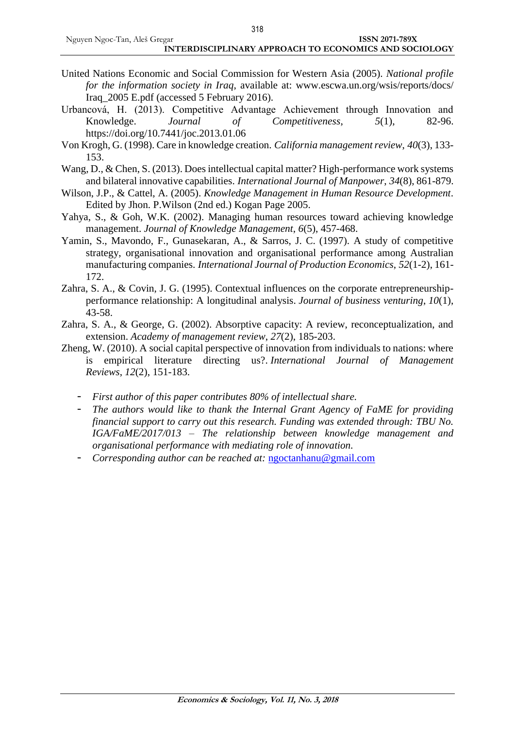United Nations Economic and Social Commission for Western Asia (2005). *National profile for the information society in Iraq*, available at: www.escwa.un.org/wsis/reports/docs/ Iraq_2005 E.pdf (accessed 5 February 2016).

Urbancová, H. (2013). Competitive Advantage Achievement through Innovation and Knowledge. *Journal of Competitiveness*, *5*(1), 82-96. https://doi.org/10.7441/joc.2013.01.06

Von Krogh, G. (1998). Care in knowledge creation. *California management review*, *40*(3), 133-153.

Wang, D., & Chen, S. (2013). Does intellectual capital matter? High-performance work systems and bilateral innovative capabilities. *International Journal of Manpower*, *34*(8), 861-879.

Wilson, J.P., & Cattel, A. (2005). *Knowledge Management in Human Resource Development*. Edited by Jhon. P.Wilson (2nd ed.) Kogan Page 2005.

Yahya, S., & Goh, W.K. (2002). Managing human resources toward achieving knowledge management. *Journal of Knowledge Management*, *6*(5), 457-468.

Yamin, S., Mavondo, F., Gunasekaran, A., & Sarros, J. C. (1997). A study of competitive strategy, organisational innovation and organisational performance among Australian manufacturing companies. *International Journal of Production Economics*, *52*(1-2), 161-172.

Zahra, S. A., & Covin, J. G. (1995). Contextual influences on the corporate entrepreneurship-performance relationship: A longitudinal analysis. *Journal of business venturing*, *10*(1), 43-58.

Zahra, S. A., & George, G. (2002). Absorptive capacity: A review, reconceptualization, and extension. *Academy of management review*, *27*(2), 185-203.

Zheng, W. (2010). A social capital perspective of innovation from individuals to nations: where is empirical literature directing us?. *International Journal of Management Reviews*, *12*(2), 151-183.

- *First author of this paper contributes 80% of intellectual share.*
- *The authors would like to thank the Internal Grant Agency of FaME for providing financial support to carry out this research. Funding was extended through: TBU No. IGA/FaME/2017/013 – The relationship between knowledge management and organisational performance with mediating role of innovation.*
- *Corresponding author can be reached at:* ngoctanhanu@gmail.com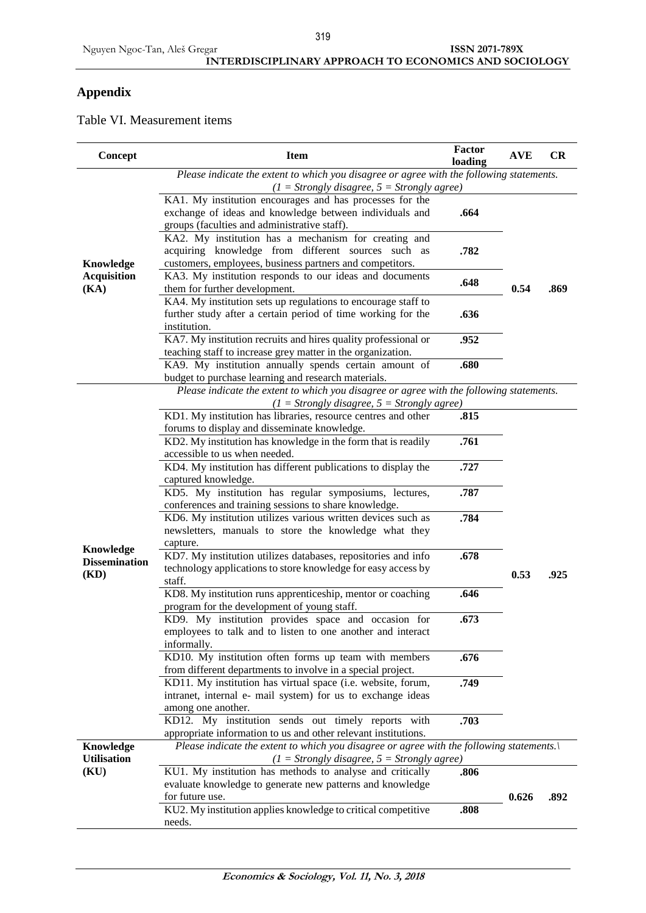## Appendix

Table VI. Measurement items

| Concept | Item | Factor loading | AVE | CR |
|---|---|---|---|---|
| | *Please indicate the extent to which you disagree or agree with the following statements. (1 = Strongly disagree, 5 = Strongly agree)* | | | |
| **Knowledge Acquisition (KA)** | KA1. My institution encourages and has processes for the exchange of ideas and knowledge between individuals and groups (faculties and administrative staff). | **.664** | **0.54** | **.869** |
| | KA2. My institution has a mechanism for creating and acquiring knowledge from different sources such as customers, employees, business partners and competitors. | **.782** | | |
| | KA3. My institution responds to our ideas and documents them for further development. | **.648** | | |
| | KA4. My institution sets up regulations to encourage staff to further study after a certain period of time working for the institution. | **.636** | | |
| | KA7. My institution recruits and hires quality professional or teaching staff to increase grey matter in the organization. | **.952** | | |
| | KA9. My institution annually spends certain amount of budget to purchase learning and research materials. | **.680** | | |
| | *Please indicate the extent to which you disagree or agree with the following statements. (1 = Strongly disagree, 5 = Strongly agree)* | | | |
| **Knowledge Dissemination (KD)** | KD1. My institution has libraries, resource centres and other forums to display and disseminate knowledge. | **.815** | **0.53** | **.925** |
| | KD2. My institution has knowledge in the form that is readily accessible to us when needed. | **.761** | | |
| | KD4. My institution has different publications to display the captured knowledge. | **.727** | | |
| | KD5. My institution has regular symposiums, lectures, conferences and training sessions to share knowledge. | **.787** | | |
| | KD6. My institution utilizes various written devices such as newsletters, manuals to store the knowledge what they capture. | **.784** | | |
| | KD7. My institution utilizes databases, repositories and info technology applications to store knowledge for easy access by staff. | **.678** | | |
| | KD8. My institution runs apprenticeship, mentor or coaching program for the development of young staff. | **.646** | | |
| | KD9. My institution provides space and occasion for employees to talk and to listen to one another and interact informally. | **.673** | | |
| | KD10. My institution often forms up team with members from different departments to involve in a special project. | **.676** | | |
| | KD11. My institution has virtual space (i.e. website, forum, intranet, internal e- mail system) for us to exchange ideas among one another. | **.749** | | |
| | KD12. My institution sends out timely reports with appropriate information to us and other relevant institutions. | **.703** | | |
| **Knowledge Utilisation (KU)** | *Please indicate the extent to which you disagree or agree with the following statements.\ (1 = Strongly disagree, 5 = Strongly agree)* | | | |
| | KU1. My institution has methods to analyse and critically evaluate knowledge to generate new patterns and knowledge for future use. | **.806** | **0.626** | **.892** |
| | KU2. My institution applies knowledge to critical competitive needs. | **.808** | | |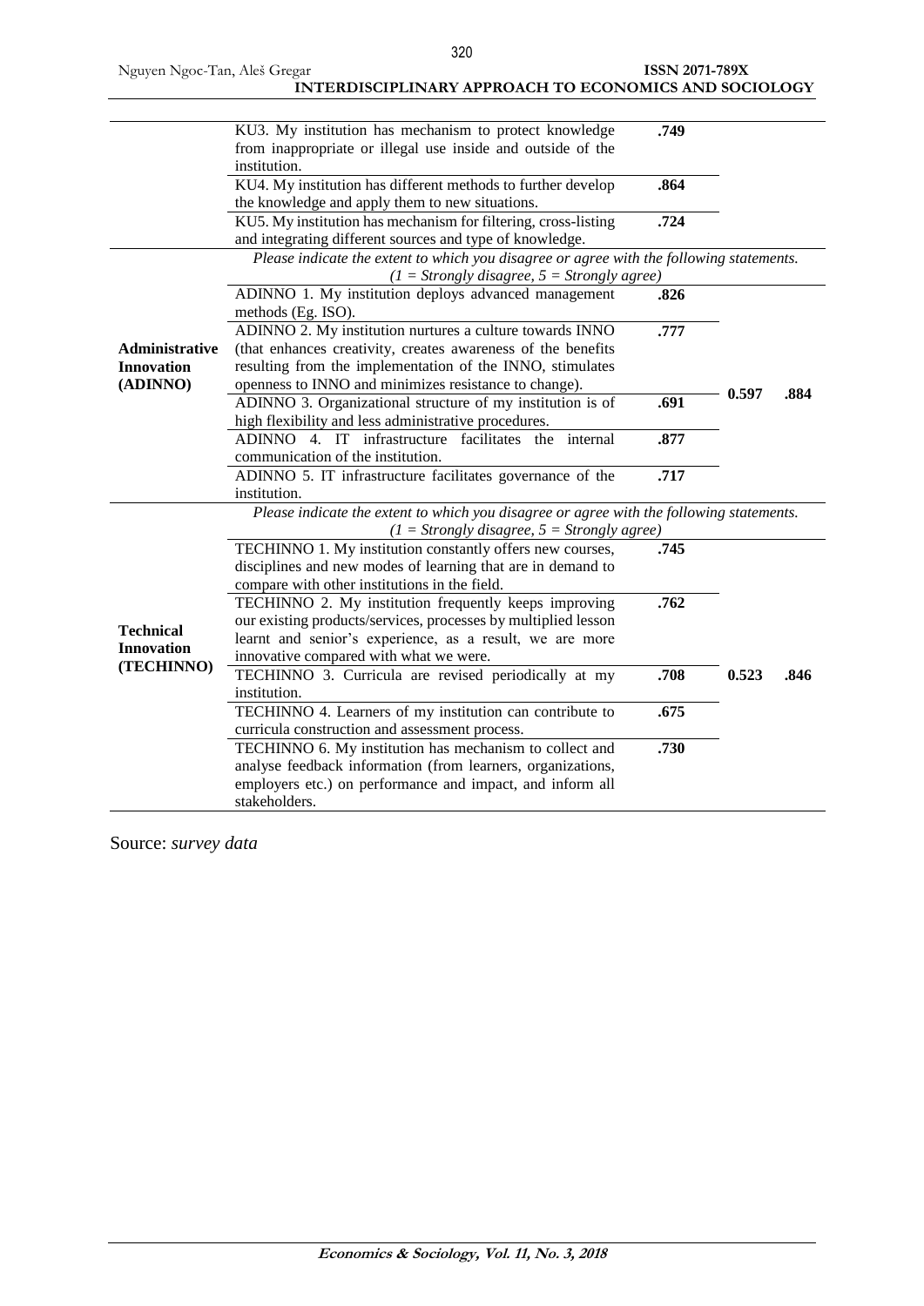| | | | | |
|---|---|---|---|---|
| | KU3. My institution has mechanism to protect knowledge from inappropriate or illegal use inside and outside of the institution. | **.749** | | |
| | KU4. My institution has different methods to further develop the knowledge and apply them to new situations. | **.864** | | |
| | KU5. My institution has mechanism for filtering, cross-listing and integrating different sources and type of knowledge. | **.724** | | |
| | *Please indicate the extent to which you disagree or agree with the following statements. (1 = Strongly disagree, 5 = Strongly agree)* | | | |
| **Administrative Innovation (ADINNO)** | ADINNO 1. My institution deploys advanced management methods (Eg. ISO). | **.826** | **0.597** | **.884** |
| | ADINNO 2. My institution nurtures a culture towards INNO (that enhances creativity, creates awareness of the benefits resulting from the implementation of the INNO, stimulates openness to INNO and minimizes resistance to change). | **.777** | | |
| | ADINNO 3. Organizational structure of my institution is of high flexibility and less administrative procedures. | **.691** | | |
| | ADINNO 4. IT infrastructure facilitates the internal communication of the institution. | **.877** | | |
| | ADINNO 5. IT infrastructure facilitates governance of the institution. | **.717** | | |
| | *Please indicate the extent to which you disagree or agree with the following statements. (1 = Strongly disagree, 5 = Strongly agree)* | | | |
| **Technical Innovation (TECHINNO)** | TECHINNO 1. My institution constantly offers new courses, disciplines and new modes of learning that are in demand to compare with other institutions in the field. | **.745** | **0.523** | **.846** |
| | TECHINNO 2. My institution frequently keeps improving our existing products/services, processes by multiplied lesson learnt and senior's experience, as a result, we are more innovative compared with what we were. | **.762** | | |
| | TECHINNO 3. Curricula are revised periodically at my institution. | **.708** | | |
| | TECHINNO 4. Learners of my institution can contribute to curricula construction and assessment process. | **.675** | | |
| | TECHINNO 6. My institution has mechanism to collect and analyse feedback information (from learners, organizations, employers etc.) on performance and impact, and inform all stakeholders. | **.730** | | |

Source: *survey data*